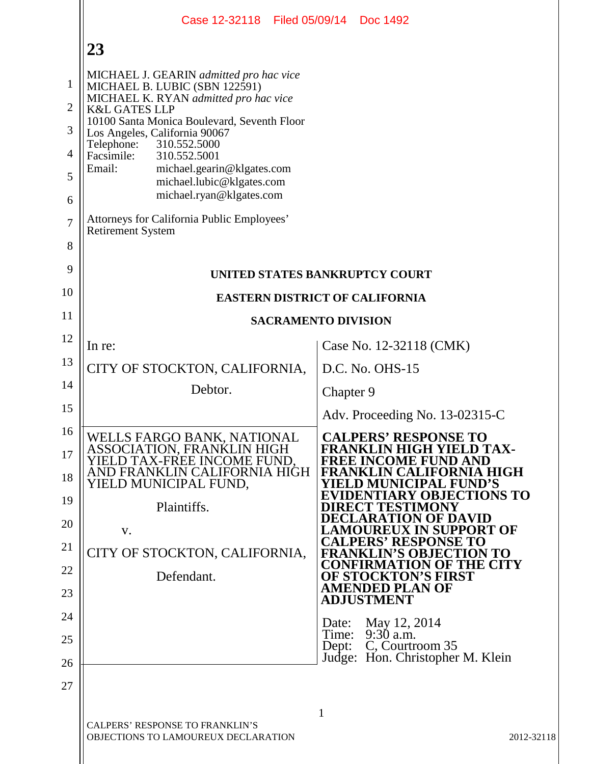MICHAEL J. GEARIN *admitted pro hac vice*
MICHAEL B. LUBIC (SBN 122591)
MICHAEL K. RYAN *admitted pro hac vice*
K&L GATES LLP
10100 Santa Monica Boulevard, Seventh Floor
Los Angeles, California 90067
Telephone: 310.552.5000
Facsimile: 310.552.5001
Email: michael.gearin@klgates.com
michael.lubic@klgates.com
michael.ryan@klgates.com

Attorneys for California Public Employees' Retirement System

**UNITED STATES BANKRUPTCY COURT**

**EASTERN DISTRICT OF CALIFORNIA**

**SACRAMENTO DIVISION**

| | |
|---|---|
| In re:<br><br>CITY OF STOCKTON, CALIFORNIA,<br><br>Debtor. | Case No. 12-32118 (CMK)<br><br>D.C. No. OHS-15<br><br>Chapter 9<br><br>Adv. Proceeding No. 13-02315-C |
| WELLS FARGO BANK, NATIONAL ASSOCIATION, FRANKLIN HIGH YIELD TAX-FREE INCOME FUND, AND FRANKLIN CALIFORNIA HIGH YIELD MUNICIPAL FUND,<br><br>Plaintiffs.<br><br>v.<br><br>CITY OF STOCKTON, CALIFORNIA,<br><br>Defendant. | **CALPERS' RESPONSE TO FRANKLIN HIGH YIELD TAX-FREE INCOME FUND AND FRANKLIN CALIFORNIA HIGH YIELD MUNICIPAL FUND'S EVIDENTIARY OBJECTIONS TO DIRECT TESTIMONY DECLARATION OF DAVID LAMOUREUX IN SUPPORT OF CALPERS' RESPONSE TO FRANKLIN'S OBJECTION TO CONFIRMATION OF THE CITY OF STOCKTON'S FIRST AMENDED PLAN OF ADJUSTMENT**<br><br>Date: May 12, 2014<br>Time: 9:30 a.m.<br>Dept: C, Courtroom 35<br>Judge: Hon. Christopher M. Klein |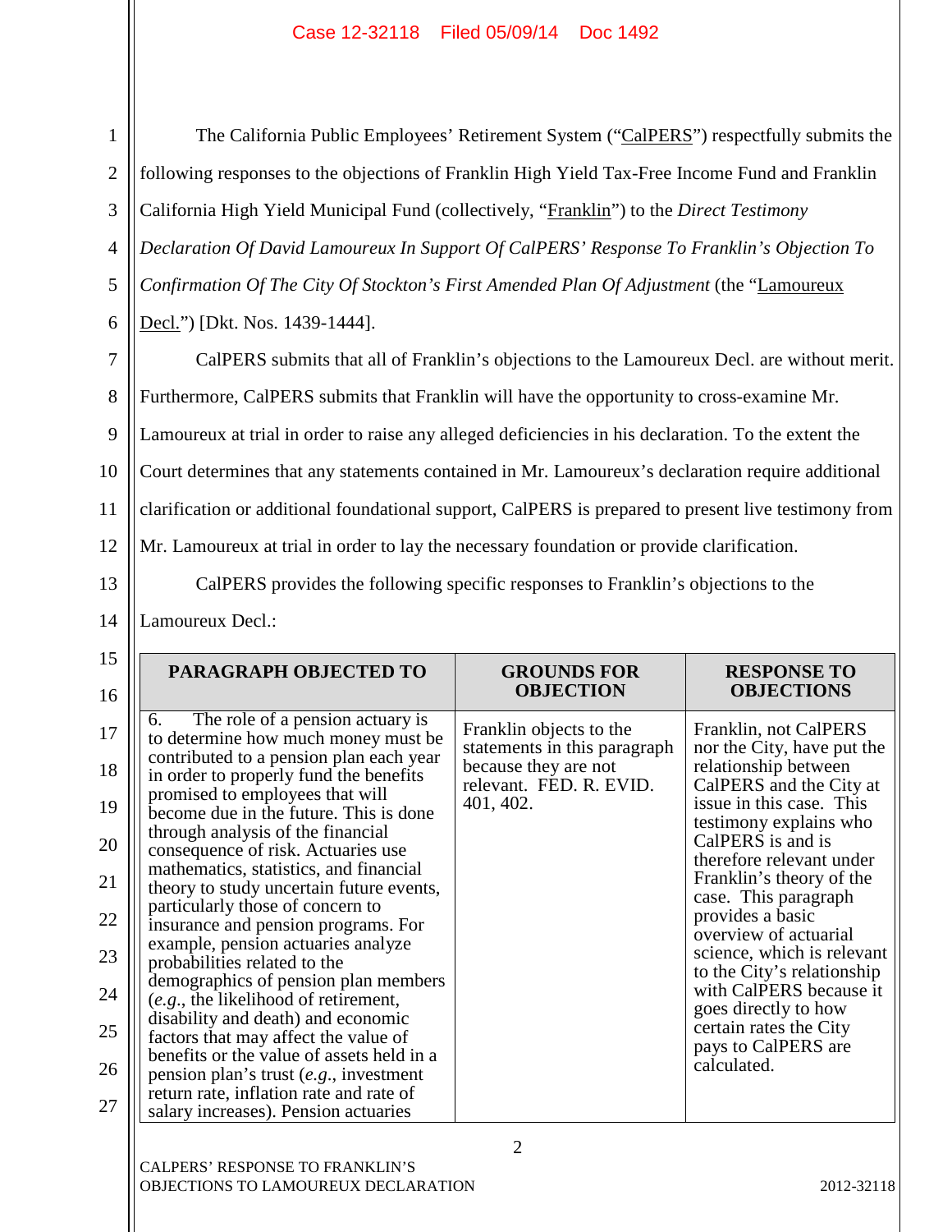The California Public Employees' Retirement System ("CalPERS") respectfully submits the following responses to the objections of Franklin High Yield Tax-Free Income Fund and Franklin California High Yield Municipal Fund (collectively, "Franklin") to the *Direct Testimony Declaration Of David Lamoureux In Support Of CalPERS' Response To Franklin's Objection To Confirmation Of The City Of Stockton's First Amended Plan Of Adjustment* (the "Lamoureux Decl.") [Dkt. Nos. 1439-1444].

CalPERS submits that all of Franklin's objections to the Lamoureux Decl. are without merit. Furthermore, CalPERS submits that Franklin will have the opportunity to cross-examine Mr. Lamoureux at trial in order to raise any alleged deficiencies in his declaration. To the extent the Court determines that any statements contained in Mr. Lamoureux's declaration require additional clarification or additional foundational support, CalPERS is prepared to present live testimony from Mr. Lamoureux at trial in order to lay the necessary foundation or provide clarification.

CalPERS provides the following specific responses to Franklin's objections to the Lamoureux Decl.:

| PARAGRAPH OBJECTED TO | GROUNDS FOR OBJECTION | RESPONSE TO OBJECTIONS |
|---|---|---|
| 6. The role of a pension actuary is to determine how much money must be contributed to a pension plan each year in order to properly fund the benefits promised to employees that will become due in the future. This is done through analysis of the financial consequence of risk. Actuaries use mathematics, statistics, and financial theory to study uncertain future events, particularly those of concern to insurance and pension programs. For example, pension actuaries analyze probabilities related to the demographics of pension plan members (*e.g.*, the likelihood of retirement, disability and death) and economic factors that may affect the value of benefits or the value of assets held in a pension plan's trust (*e.g.*, investment return rate, inflation rate and rate of salary increases). Pension actuaries | Franklin objects to the statements in this paragraph because they are not relevant. FED. R. EVID. 401, 402. | Franklin, not CalPERS nor the City, have put the relationship between CalPERS and the City at issue in this case. This testimony explains who CalPERS is and is therefore relevant under Franklin's theory of the case. This paragraph provides a basic overview of actuarial science, which is relevant to the City's relationship with CalPERS because it goes directly to how certain rates the City pays to CalPERS are calculated. |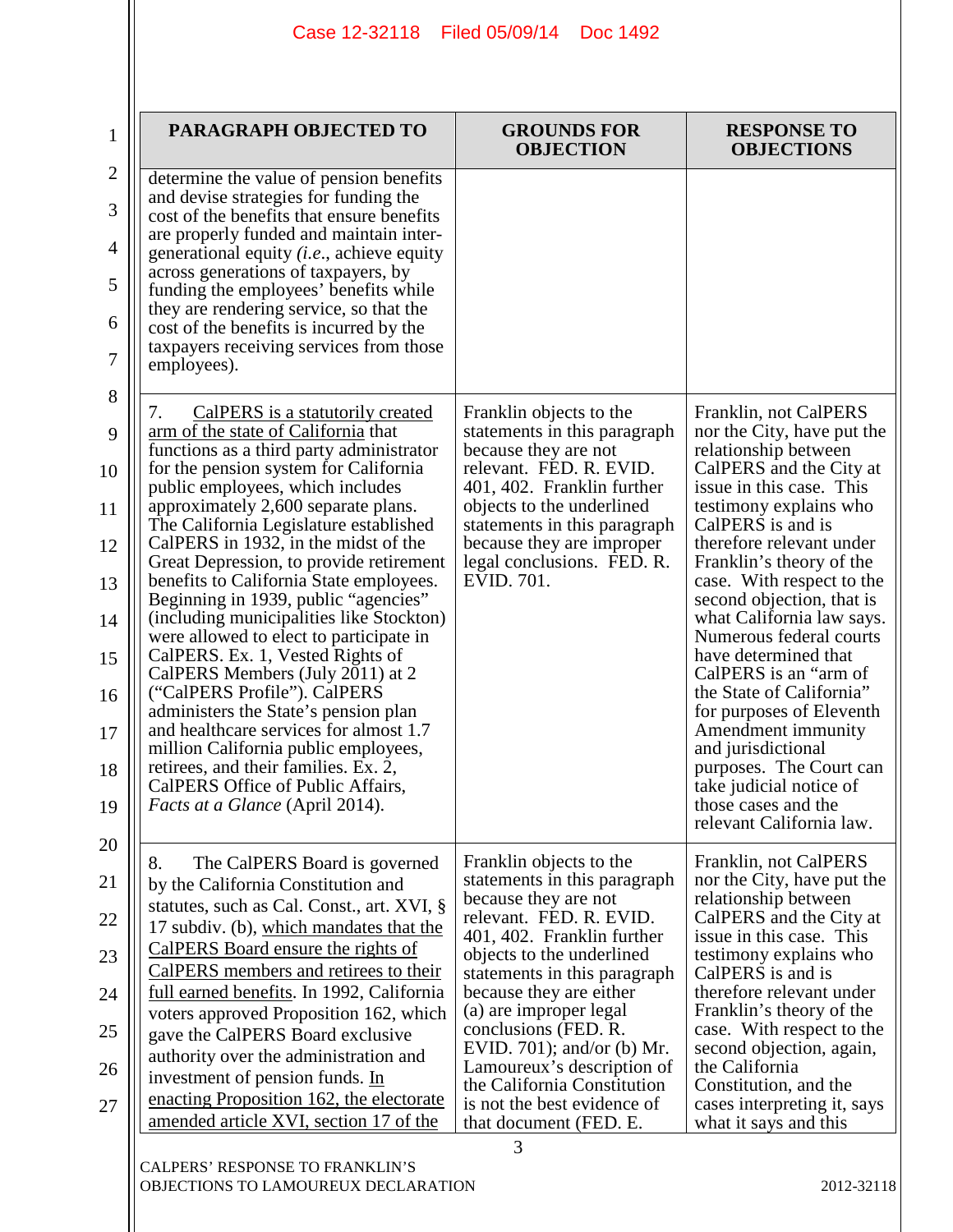| PARAGRAPH OBJECTED TO | GROUNDS FOR OBJECTION | RESPONSE TO OBJECTIONS |
|---|---|---|
| determine the value of pension benefits and devise strategies for funding the cost of the benefits that ensure benefits are properly funded and maintain inter-generational equity (*i.e*., achieve equity across generations of taxpayers, by funding the employees' benefits while they are rendering service, so that the cost of the benefits is incurred by the taxpayers receiving services from those employees). | | |
| 7. <u>CalPERS is a statutorily created arm of the state of California</u> that functions as a third party administrator for the pension system for California public employees, which includes approximately 2,600 separate plans. The California Legislature established CalPERS in 1932, in the midst of the Great Depression, to provide retirement benefits to California State employees. Beginning in 1939, public "agencies" (including municipalities like Stockton) were allowed to elect to participate in CalPERS. Ex. 1, Vested Rights of CalPERS Members (July 2011) at 2 ("CalPERS Profile"). CalPERS administers the State's pension plan and healthcare services for almost 1.7 million California public employees, retirees, and their families. Ex. 2, CalPERS Office of Public Affairs, *Facts at a Glance* (April 2014). | Franklin objects to the statements in this paragraph because they are not relevant. FED. R. EVID. 401, 402. Franklin further objects to the underlined statements in this paragraph because they are improper legal conclusions. FED. R. EVID. 701. | Franklin, not CalPERS nor the City, have put the relationship between CalPERS and the City at issue in this case. This testimony explains who CalPERS is and is therefore relevant under Franklin's theory of the case. With respect to the second objection, that is what California law says. Numerous federal courts have determined that CalPERS is an "arm of the State of California" for purposes of Eleventh Amendment immunity and jurisdictional purposes. The Court can take judicial notice of those cases and the relevant California law. |
| 8. The CalPERS Board is governed by the California Constitution and statutes, such as Cal. Const., art. XVI, § 17 subdiv. (b), <u>which mandates that the CalPERS Board ensure the rights of CalPERS members and retirees to their full earned benefits</u>. In 1992, California voters approved Proposition 162, which gave the CalPERS Board exclusive authority over the administration and investment of pension funds. <u>In enacting Proposition 162, the electorate amended article XVI, section 17 of the</u> | Franklin objects to the statements in this paragraph because they are not relevant. FED. R. EVID. 401, 402. Franklin further objects to the underlined statements in this paragraph because they are either (a) are improper legal conclusions (FED. R. EVID. 701); and/or (b) Mr. Lamoureux's description of the California Constitution is not the best evidence of that document (FED. E. | Franklin, not CalPERS nor the City, have put the relationship between CalPERS and the City at issue in this case. This testimony explains who CalPERS is and is therefore relevant under Franklin's theory of the case. With respect to the second objection, again, the California Constitution, and the cases interpreting it, says what it says and this |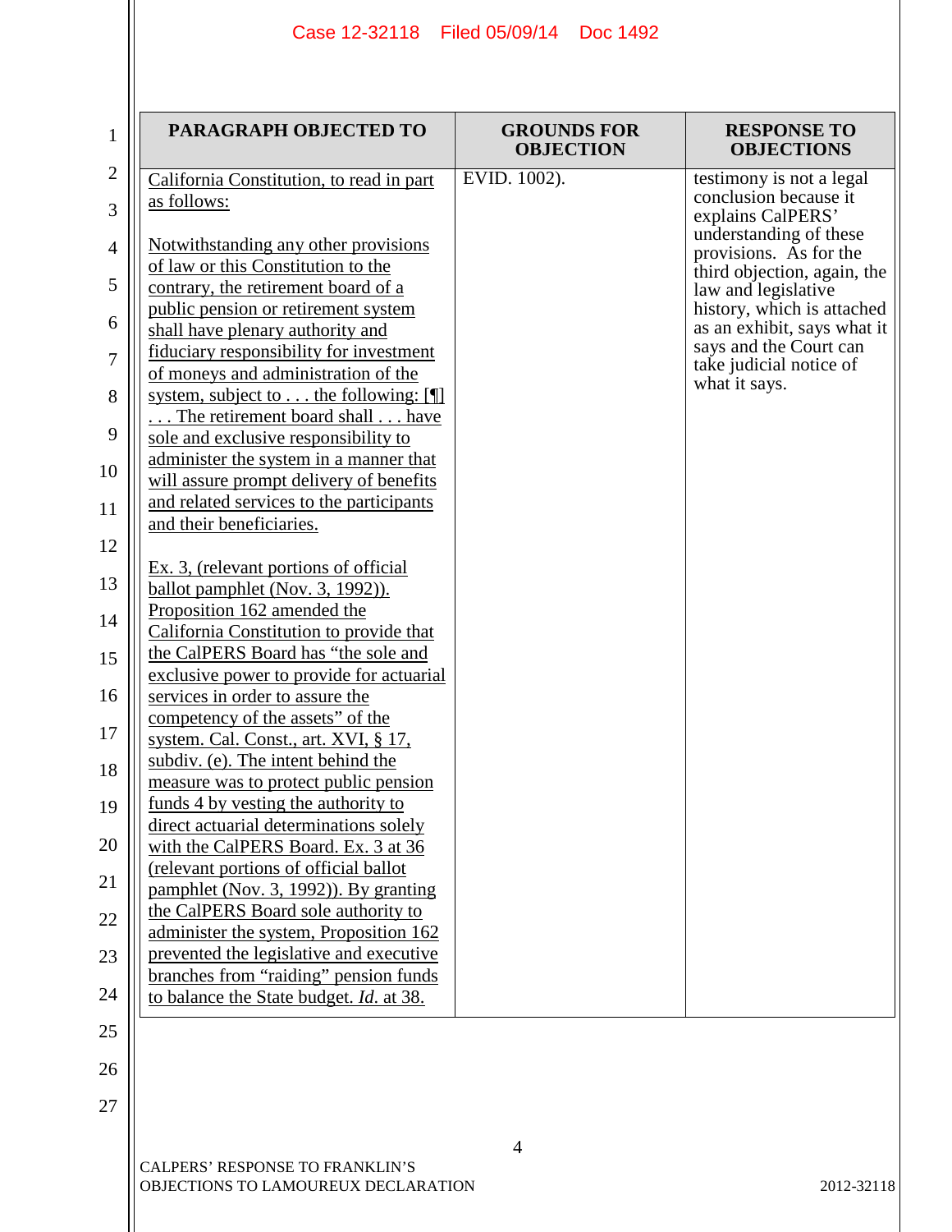| PARAGRAPH OBJECTED TO | GROUNDS FOR OBJECTION | RESPONSE TO OBJECTIONS |
|---|---|---|
| California Constitution, to read in part as follows:<br><br>Notwithstanding any other provisions of law or this Constitution to the contrary, the retirement board of a public pension or retirement system shall have plenary authority and fiduciary responsibility for investment of moneys and administration of the system, subject to . . . the following: [¶] . . . The retirement board shall . . . have sole and exclusive responsibility to administer the system in a manner that will assure prompt delivery of benefits and related services to the participants and their beneficiaries.<br><br>Ex. 3, (relevant portions of official ballot pamphlet (Nov. 3, 1992)). Proposition 162 amended the California Constitution to provide that the CalPERS Board has "the sole and exclusive power to provide for actuarial services in order to assure the competency of the assets" of the system. Cal. Const., art. XVI, § 17, subdiv. (e). The intent behind the measure was to protect public pension funds 4 by vesting the authority to direct actuarial determinations solely with the CalPERS Board. Ex. 3 at 36 (relevant portions of official ballot pamphlet (Nov. 3, 1992)). By granting the CalPERS Board sole authority to administer the system, Proposition 162 prevented the legislative and executive branches from "raiding" pension funds to balance the State budget. *Id.* at 38. | EVID. 1002). | testimony is not a legal conclusion because it explains CalPERS' understanding of these provisions. As for the third objection, again, the law and legislative history, which is attached as an exhibit, says what it says and the Court can take judicial notice of what it says. |

CALPERS' RESPONSE TO FRANKLIN'S OBJECTIONS TO LAMOUREUX DECLARATION

2012-32118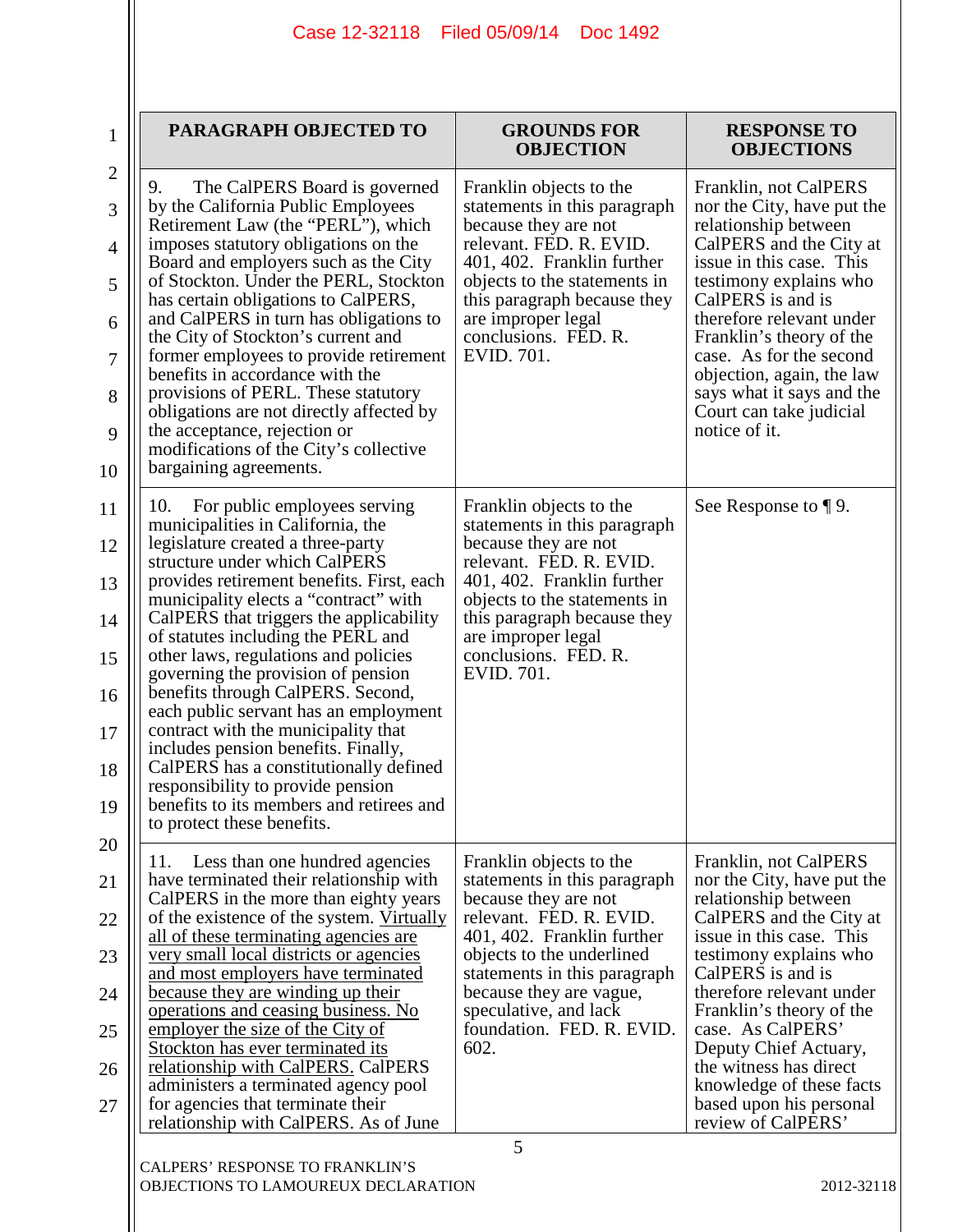| PARAGRAPH OBJECTED TO | GROUNDS FOR OBJECTION | RESPONSE TO OBJECTIONS |
|---|---|---|
| 9. The CalPERS Board is governed by the California Public Employees Retirement Law (the "PERL"), which imposes statutory obligations on the Board and employers such as the City of Stockton. Under the PERL, Stockton has certain obligations to CalPERS, and CalPERS in turn has obligations to the City of Stockton's current and former employees to provide retirement benefits in accordance with the provisions of PERL. These statutory obligations are not directly affected by the acceptance, rejection or modifications of the City's collective bargaining agreements. | Franklin objects to the statements in this paragraph because they are not relevant. FED. R. EVID. 401, 402. Franklin further objects to the statements in this paragraph because they are improper legal conclusions. FED. R. EVID. 701. | Franklin, not CalPERS nor the City, have put the relationship between CalPERS and the City at issue in this case. This testimony explains who CalPERS is and is therefore relevant under Franklin's theory of the case. As for the second objection, again, the law says what it says and the Court can take judicial notice of it. |
| 10. For public employees serving municipalities in California, the legislature created a three-party structure under which CalPERS provides retirement benefits. First, each municipality elects a "contract" with CalPERS that triggers the applicability of statutes including the PERL and other laws, regulations and policies governing the provision of pension benefits through CalPERS. Second, each public servant has an employment contract with the municipality that includes pension benefits. Finally, CalPERS has a constitutionally defined responsibility to provide pension benefits to its members and retirees and to protect these benefits. | Franklin objects to the statements in this paragraph because they are not relevant. FED. R. EVID. 401, 402. Franklin further objects to the statements in this paragraph because they are improper legal conclusions. FED. R. EVID. 701. | See Response to ¶ 9. |
| 11. Less than one hundred agencies have terminated their relationship with CalPERS in the more than eighty years of the existence of the system. <u>Virtually all of these terminating agencies are very small local districts or agencies and most employers have terminated because they are winding up their operations and ceasing business. No employer the size of the City of Stockton has ever terminated its relationship with CalPERS.</u> CalPERS administers a terminated agency pool for agencies that terminate their relationship with CalPERS. As of June | Franklin objects to the statements in this paragraph because they are not relevant. FED. R. EVID. 401, 402. Franklin further objects to the underlined statements in this paragraph because they are vague, speculative, and lack foundation. FED. R. EVID. 602. | Franklin, not CalPERS nor the City, have put the relationship between CalPERS and the City at issue in this case. This testimony explains who CalPERS is and is therefore relevant under Franklin's theory of the case. As CalPERS' Deputy Chief Actuary, the witness has direct knowledge of these facts based upon his personal review of CalPERS' |

CALPERS' RESPONSE TO FRANKLIN'S OBJECTIONS TO LAMOUREUX DECLARATION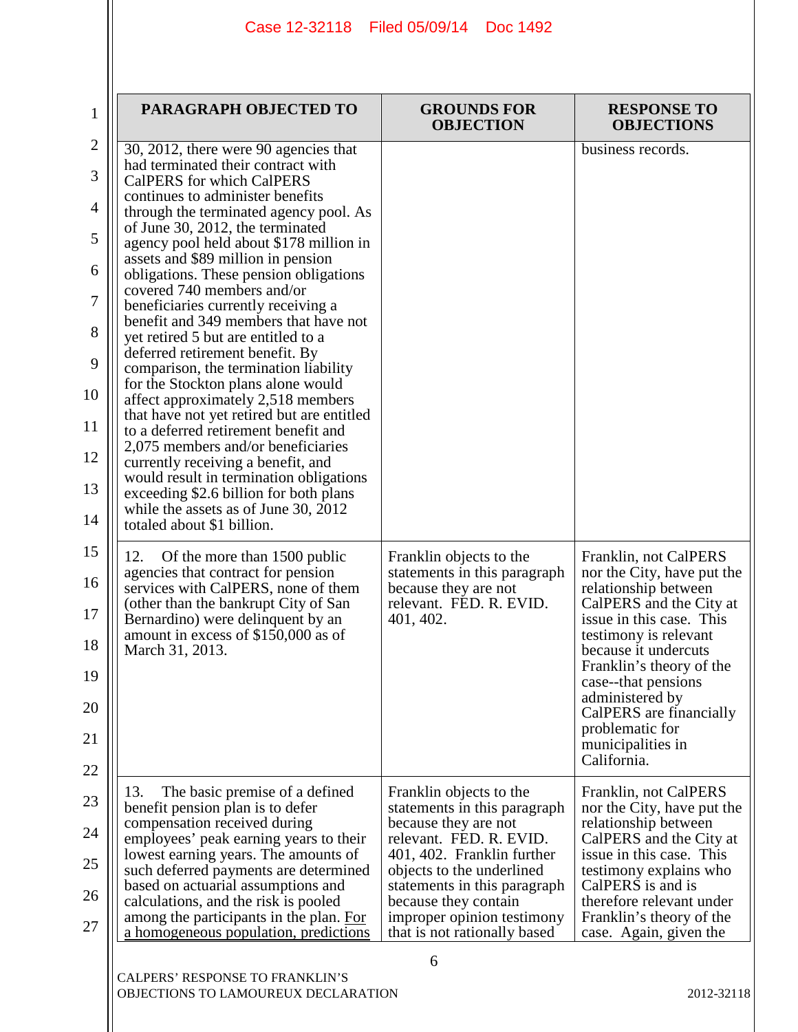| PARAGRAPH OBJECTED TO | GROUNDS FOR OBJECTION | RESPONSE TO OBJECTIONS |
|---|---|---|
| 30, 2012, there were 90 agencies that had terminated their contract with CalPERS for which CalPERS continues to administer benefits through the terminated agency pool. As of June 30, 2012, the terminated agency pool held about $178 million in assets and $89 million in pension obligations. These pension obligations covered 740 members and/or beneficiaries currently receiving a benefit and 349 members that have not yet retired 5 but are entitled to a deferred retirement benefit. By comparison, the termination liability for the Stockton plans alone would affect approximately 2,518 members that have not yet retired but are entitled to a deferred retirement benefit and 2,075 members and/or beneficiaries currently receiving a benefit, and would result in termination obligations exceeding $2.6 billion for both plans while the assets as of June 30, 2012 totaled about $1 billion. | | business records. |
| 12. Of the more than 1500 public agencies that contract for pension services with CalPERS, none of them (other than the bankrupt City of San Bernardino) were delinquent by an amount in excess of $150,000 as of March 31, 2013. | Franklin objects to the statements in this paragraph because they are not relevant. FED. R. EVID. 401, 402. | Franklin, not CalPERS nor the City, have put the relationship between CalPERS and the City at issue in this case. This testimony is relevant because it undercuts Franklin's theory of the case--that pensions administered by CalPERS are financially problematic for municipalities in California. |
| 13. The basic premise of a defined benefit pension plan is to defer compensation received during employees' peak earning years to their lowest earning years. The amounts of such deferred payments are determined based on actuarial assumptions and calculations, and the risk is pooled among the participants in the plan. <u>For a homogeneous population, predictions</u> | Franklin objects to the statements in this paragraph because they are not relevant. FED. R. EVID. 401, 402. Franklin further objects to the underlined statements in this paragraph because they contain improper opinion testimony that is not rationally based | Franklin, not CalPERS nor the City, have put the relationship between CalPERS and the City at issue in this case. This testimony explains who CalPERS is and is therefore relevant under Franklin's theory of the case. Again, given the |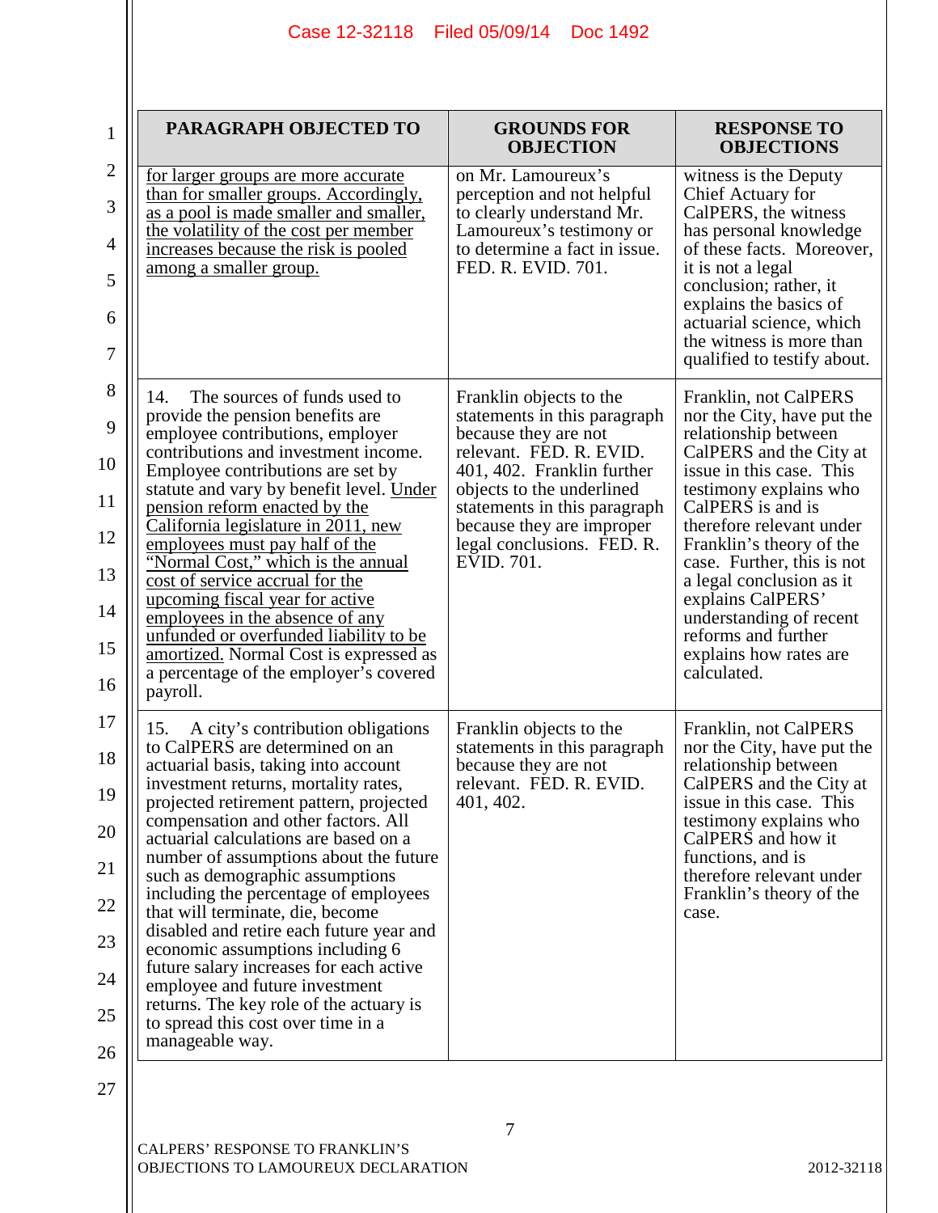| PARAGRAPH OBJECTED TO | GROUNDS FOR OBJECTION | RESPONSE TO OBJECTIONS |
|---|---|---|
| for larger groups are more accurate than for smaller groups. Accordingly, as a pool is made smaller and smaller, the volatility of the cost per member increases because the risk is pooled among a smaller group. | on Mr. Lamoureux's perception and not helpful to clearly understand Mr. Lamoureux's testimony or to determine a fact in issue. FED. R. EVID. 701. | witness is the Deputy Chief Actuary for CalPERS, the witness has personal knowledge of these facts. Moreover, it is not a legal conclusion; rather, it explains the basics of actuarial science, which the witness is more than qualified to testify about. |
| 14. The sources of funds used to provide the pension benefits are employee contributions, employer contributions and investment income. Employee contributions are set by statute and vary by benefit level. Under pension reform enacted by the California legislature in 2011, new employees must pay half of the "Normal Cost," which is the annual cost of service accrual for the upcoming fiscal year for active employees in the absence of any unfunded or overfunded liability to be amortized. Normal Cost is expressed as a percentage of the employer's covered payroll. | Franklin objects to the statements in this paragraph because they are not relevant. FED. R. EVID. 401, 402. Franklin further objects to the underlined statements in this paragraph because they are improper legal conclusions. FED. R. EVID. 701. | Franklin, not CalPERS nor the City, have put the relationship between CalPERS and the City at issue in this case. This testimony explains who CalPERS is and is therefore relevant under Franklin's theory of the case. Further, this is not a legal conclusion as it explains CalPERS' understanding of recent reforms and further explains how rates are calculated. |
| 15. A city's contribution obligations to CalPERS are determined on an actuarial basis, taking into account investment returns, mortality rates, projected retirement pattern, projected compensation and other factors. All actuarial calculations are based on a number of assumptions about the future such as demographic assumptions including the percentage of employees that will terminate, die, become disabled and retire each future year and economic assumptions including future salary increases for each active employee and future investment returns. The key role of the actuary is to spread this cost over time in a manageable way. | Franklin objects to the statements in this paragraph because they are not relevant. FED. R. EVID. 401, 402. | Franklin, not CalPERS nor the City, have put the relationship between CalPERS and the City at issue in this case. This testimony explains who CalPERS and how it functions, and is therefore relevant under Franklin's theory of the case. |

CALPERS' RESPONSE TO FRANKLIN'S OBJECTIONS TO LAMOUREUX DECLARATION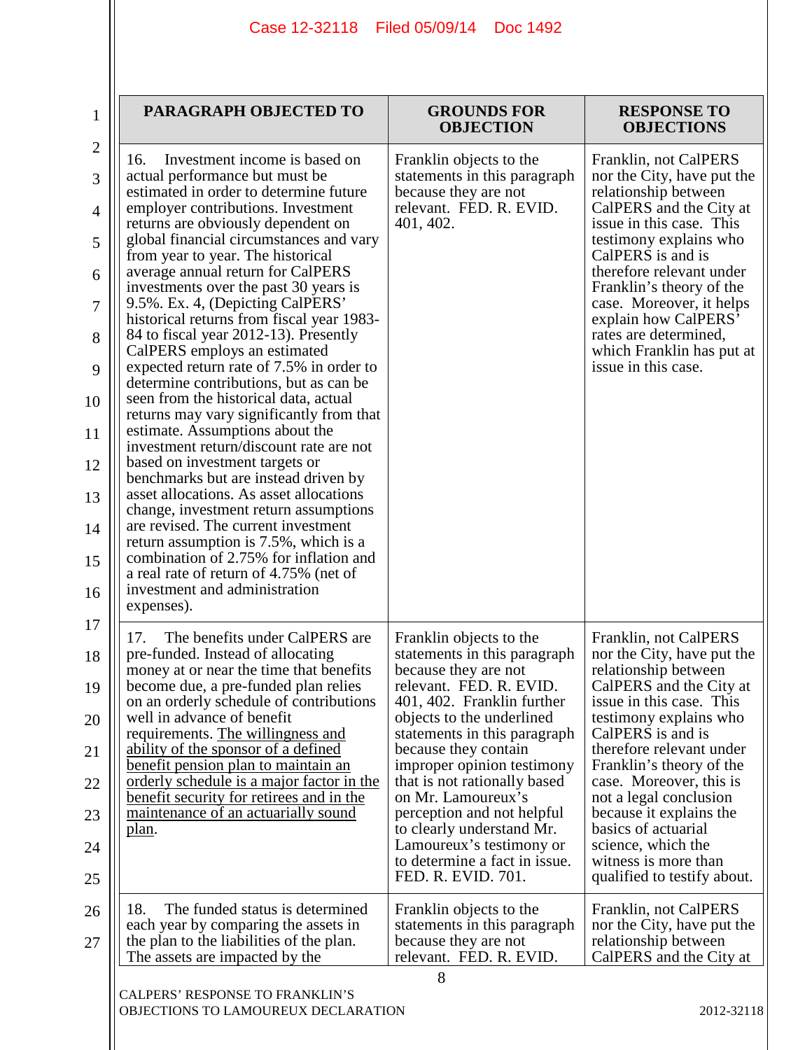| PARAGRAPH OBJECTED TO | GROUNDS FOR OBJECTION | RESPONSE TO OBJECTIONS |
|---|---|---|
| 16. Investment income is based on actual performance but must be estimated in order to determine future employer contributions. Investment returns are obviously dependent on global financial circumstances and vary from year to year. The historical average annual return for CalPERS investments over the past 30 years is 9.5%. Ex. 4, (Depicting CalPERS' historical returns from fiscal year 1983-84 to fiscal year 2012-13). Presently CalPERS employs an estimated expected return rate of 7.5% in order to determine contributions, but as can be seen from the historical data, actual returns may vary significantly from that estimate. Assumptions about the investment return/discount rate are not based on investment targets or benchmarks but are instead driven by asset allocations. As asset allocations change, investment return assumptions are revised. The current investment return assumption is 7.5%, which is a combination of 2.75% for inflation and a real rate of return of 4.75% (net of investment and administration expenses). | Franklin objects to the statements in this paragraph because they are not relevant. FED. R. EVID. 401, 402. | Franklin, not CalPERS nor the City, have put the relationship between CalPERS and the City at issue in this case. This testimony explains who CalPERS is and is therefore relevant under Franklin's theory of the case. Moreover, it helps explain how CalPERS' rates are determined, which Franklin has put at issue in this case. |
| 17. The benefits under CalPERS are pre-funded. Instead of allocating money at or near the time that benefits become due, a pre-funded plan relies on an orderly schedule of contributions well in advance of benefit requirements. <u>The willingness and ability of the sponsor of a defined benefit pension plan to maintain an orderly schedule is a major factor in the benefit security for retirees and in the maintenance of an actuarially sound plan</u>. | Franklin objects to the statements in this paragraph because they are not relevant. FED. R. EVID. 401, 402. Franklin further objects to the underlined statements in this paragraph because they contain improper opinion testimony that is not rationally based on Mr. Lamoureux's perception and not helpful to clearly understand Mr. Lamoureux's testimony or to determine a fact in issue. FED. R. EVID. 701. | Franklin, not CalPERS nor the City, have put the relationship between CalPERS and the City at issue in this case. This testimony explains who CalPERS is and is therefore relevant under Franklin's theory of the case. Moreover, this is not a legal conclusion because it explains the basics of actuarial science, which the witness is more than qualified to testify about. |
| 18. The funded status is determined each year by comparing the assets in the plan to the liabilities of the plan. The assets are impacted by the | Franklin objects to the statements in this paragraph because they are not relevant. FED. R. EVID. | Franklin, not CalPERS nor the City, have put the relationship between CalPERS and the City at |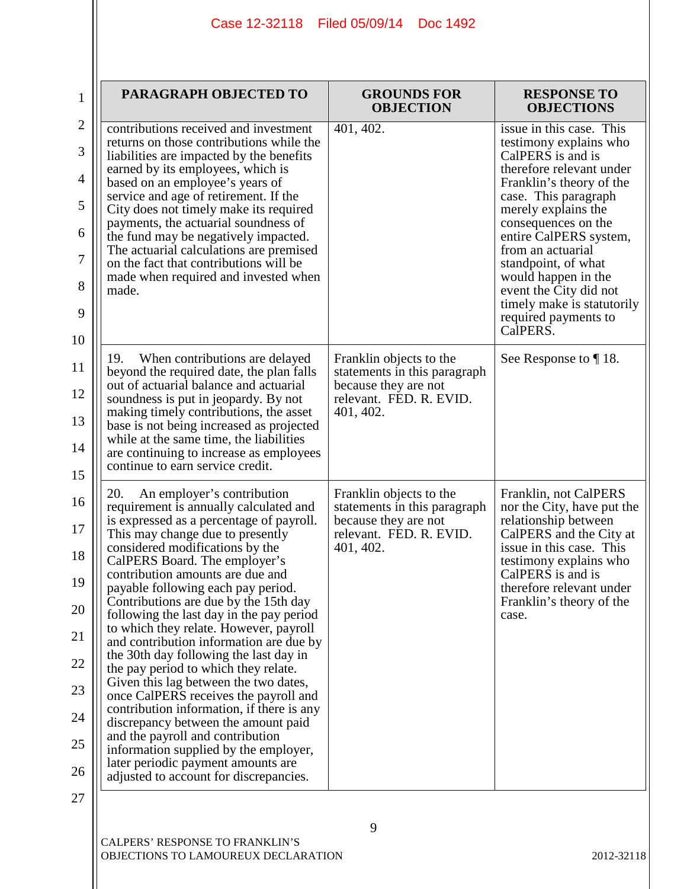| PARAGRAPH OBJECTED TO | GROUNDS FOR OBJECTION | RESPONSE TO OBJECTIONS |
|---|---|---|
| contributions received and investment returns on those contributions while the liabilities are impacted by the benefits earned by its employees, which is based on an employee's years of service and age of retirement. If the City does not timely make its required payments, the actuarial soundness of the fund may be negatively impacted. The actuarial calculations are premised on the fact that contributions will be made when required and invested when made. | 401, 402. | issue in this case. This testimony explains who CalPERS is and is therefore relevant under Franklin's theory of the case. This paragraph merely explains the consequences on the entire CalPERS system, from an actuarial standpoint, of what would happen in the event the City did not timely make is statutorily required payments to CalPERS. |
| 19. When contributions are delayed beyond the required date, the plan falls out of actuarial balance and actuarial soundness is put in jeopardy. By not making timely contributions, the asset base is not being increased as projected while at the same time, the liabilities are continuing to increase as employees continue to earn service credit. | Franklin objects to the statements in this paragraph because they are not relevant. FED. R. EVID. 401, 402. | See Response to ¶ 18. |
| 20. An employer's contribution requirement is annually calculated and is expressed as a percentage of payroll. This may change due to presently considered modifications by the CalPERS Board. The employer's contribution amounts are due and payable following each pay period. Contributions are due by the 15th day following the last day in the pay period to which they relate. However, payroll and contribution information are due by the 30th day following the last day in the pay period to which they relate. Given this lag between the two dates, once CalPERS receives the payroll and contribution information, if there is any discrepancy between the amount paid and the payroll and contribution information supplied by the employer, later periodic payment amounts are adjusted to account for discrepancies. | Franklin objects to the statements in this paragraph because they are not relevant. FED. R. EVID. 401, 402. | Franklin, not CalPERS nor the City, have put the relationship between CalPERS and the City at issue in this case. This testimony explains who CalPERS is and is therefore relevant under Franklin's theory of the case. |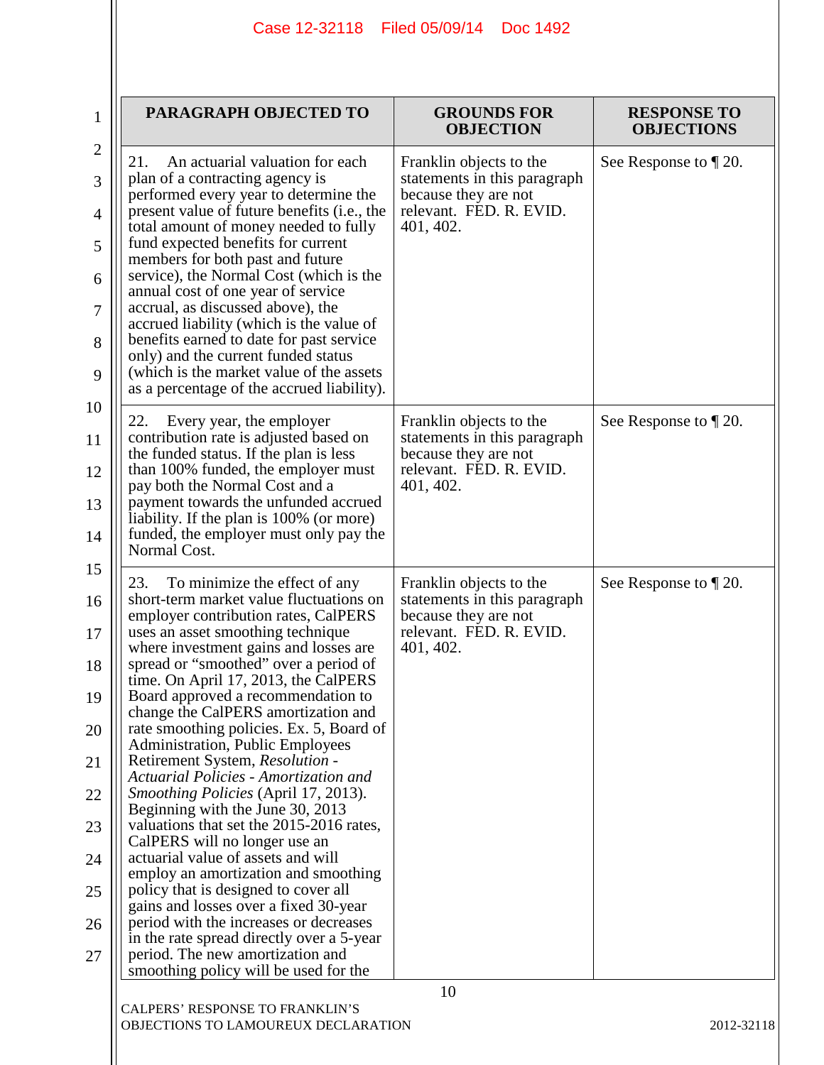| PARAGRAPH OBJECTED TO | GROUNDS FOR OBJECTION | RESPONSE TO OBJECTIONS |
|---|---|---|
| 21. An actuarial valuation for each plan of a contracting agency is performed every year to determine the present value of future benefits (i.e., the total amount of money needed to fully fund expected benefits for current members for both past and future service), the Normal Cost (which is the annual cost of one year of service accrual, as discussed above), the accrued liability (which is the value of benefits earned to date for past service only) and the current funded status (which is the market value of the assets as a percentage of the accrued liability). | Franklin objects to the statements in this paragraph because they are not relevant. FED. R. EVID. 401, 402. | See Response to ¶ 20. |
| 22. Every year, the employer contribution rate is adjusted based on the funded status. If the plan is less than 100% funded, the employer must pay both the Normal Cost and a payment towards the unfunded accrued liability. If the plan is 100% (or more) funded, the employer must only pay the Normal Cost. | Franklin objects to the statements in this paragraph because they are not relevant. FED. R. EVID. 401, 402. | See Response to ¶ 20. |
| 23. To minimize the effect of any short-term market value fluctuations on employer contribution rates, CalPERS uses an asset smoothing technique where investment gains and losses are spread or "smoothed" over a period of time. On April 17, 2013, the CalPERS Board approved a recommendation to change the CalPERS amortization and rate smoothing policies. Ex. 5, Board of Administration, Public Employees Retirement System, *Resolution - Actuarial Policies - Amortization and Smoothing Policies* (April 17, 2013). Beginning with the June 30, 2013 valuations that set the 2015-2016 rates, CalPERS will no longer use an actuarial value of assets and will employ an amortization and smoothing policy that is designed to cover all gains and losses over a fixed 30-year period with the increases or decreases in the rate spread directly over a 5-year period. The new amortization and smoothing policy will be used for the | Franklin objects to the statements in this paragraph because they are not relevant. FED. R. EVID. 401, 402. | See Response to ¶ 20. |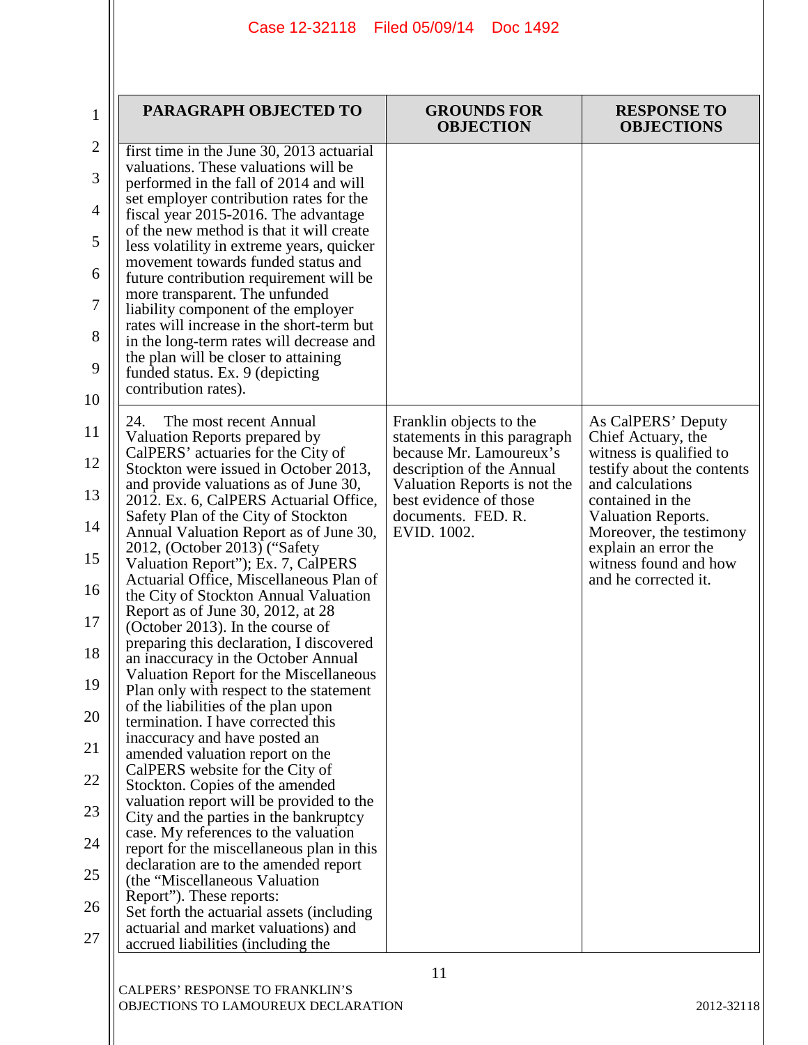| PARAGRAPH OBJECTED TO | GROUNDS FOR OBJECTION | RESPONSE TO OBJECTIONS |
|---|---|---|
| first time in the June 30, 2013 actuarial valuations. These valuations will be performed in the fall of 2014 and will set employer contribution rates for the fiscal year 2015-2016. The advantage of the new method is that it will create less volatility in extreme years, quicker movement towards funded status and future contribution requirement will be more transparent. The unfunded liability component of the employer rates will increase in the short-term but in the long-term rates will decrease and the plan will be closer to attaining funded status. Ex. 9 (depicting contribution rates). | | |
| 24. The most recent Annual Valuation Reports prepared by CalPERS' actuaries for the City of Stockton were issued in October 2013, and provide valuations as of June 30, 2012. Ex. 6, CalPERS Actuarial Office, Safety Plan of the City of Stockton Annual Valuation Report as of June 30, 2012, (October 2013) ("Safety Valuation Report"); Ex. 7, CalPERS Actuarial Office, Miscellaneous Plan of the City of Stockton Annual Valuation Report as of June 30, 2012, at 28 (October 2013). In the course of preparing this declaration, I discovered an inaccuracy in the October Annual Valuation Report for the Miscellaneous Plan only with respect to the statement of the liabilities of the plan upon termination. I have corrected this inaccuracy and have posted an amended valuation report on the CalPERS website for the City of Stockton. Copies of the amended valuation report will be provided to the City and the parties in the bankruptcy case. My references to the valuation report for the miscellaneous plan in this declaration are to the amended report (the "Miscellaneous Valuation Report"). These reports:<br>Set forth the actuarial assets (including actuarial and market valuations) and accrued liabilities (including the | Franklin objects to the statements in this paragraph because Mr. Lamoureux's description of the Annual Valuation Reports is not the best evidence of those documents. FED. R. EVID. 1002. | As CalPERS' Deputy Chief Actuary, the witness is qualified to testify about the contents and calculations contained in the Valuation Reports. Moreover, the testimony explain an error the witness found and how and he corrected it. |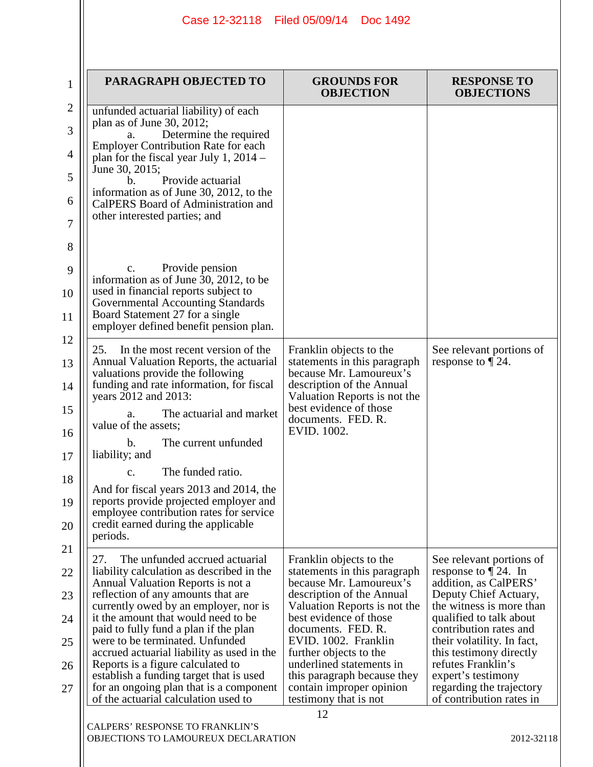| PARAGRAPH OBJECTED TO | GROUNDS FOR OBJECTION | RESPONSE TO OBJECTIONS |
|---|---|---|
| unfunded actuarial liability) of each plan as of June 30, 2012;<br>a. Determine the required Employer Contribution Rate for each plan for the fiscal year July 1, 2014 – June 30, 2015;<br>b. Provide actuarial information as of June 30, 2012, to the CalPERS Board of Administration and other interested parties; and<br><br>c. Provide pension information as of June 30, 2012, to be used in financial reports subject to Governmental Accounting Standards Board Statement 27 for a single employer defined benefit pension plan. | | |
| 25. In the most recent version of the Annual Valuation Reports, the actuarial valuations provide the following funding and rate information, for fiscal years 2012 and 2013:<br>a. The actuarial and market value of the assets;<br>b. The current unfunded liability; and<br>c. The funded ratio.<br>And for fiscal years 2013 and 2014, the reports provide projected employer and employee contribution rates for service credit earned during the applicable periods. | Franklin objects to the statements in this paragraph because Mr. Lamoureux's description of the Annual Valuation Reports is not the best evidence of those documents. FED. R. EVID. 1002. | See relevant portions of response to ¶ 24. |
| 27. The unfunded accrued actuarial liability calculation as described in the Annual Valuation Reports is not a reflection of any amounts that are currently owed by an employer, nor is it the amount that would need to be paid to fully fund a plan if the plan were to be terminated. Unfunded accrued actuarial liability as used in the Reports is a figure calculated to establish a funding target that is used for an ongoing plan that is a component of the actuarial calculation used to | Franklin objects to the statements in this paragraph because Mr. Lamoureux's description of the Annual Valuation Reports is not the best evidence of those documents. FED. R. EVID. 1002. Franklin further objects to the underlined statements in this paragraph because they contain improper opinion testimony that is not | See relevant portions of response to ¶ 24. In addition, as CalPERS' Deputy Chief Actuary, the witness is more than qualified to talk about contribution rates and their volatility. In fact, this testimony directly refutes Franklin's expert's testimony regarding the trajectory of contribution rates in |

CALPERS' RESPONSE TO FRANKLIN'S OBJECTIONS TO LAMOUREUX DECLARATION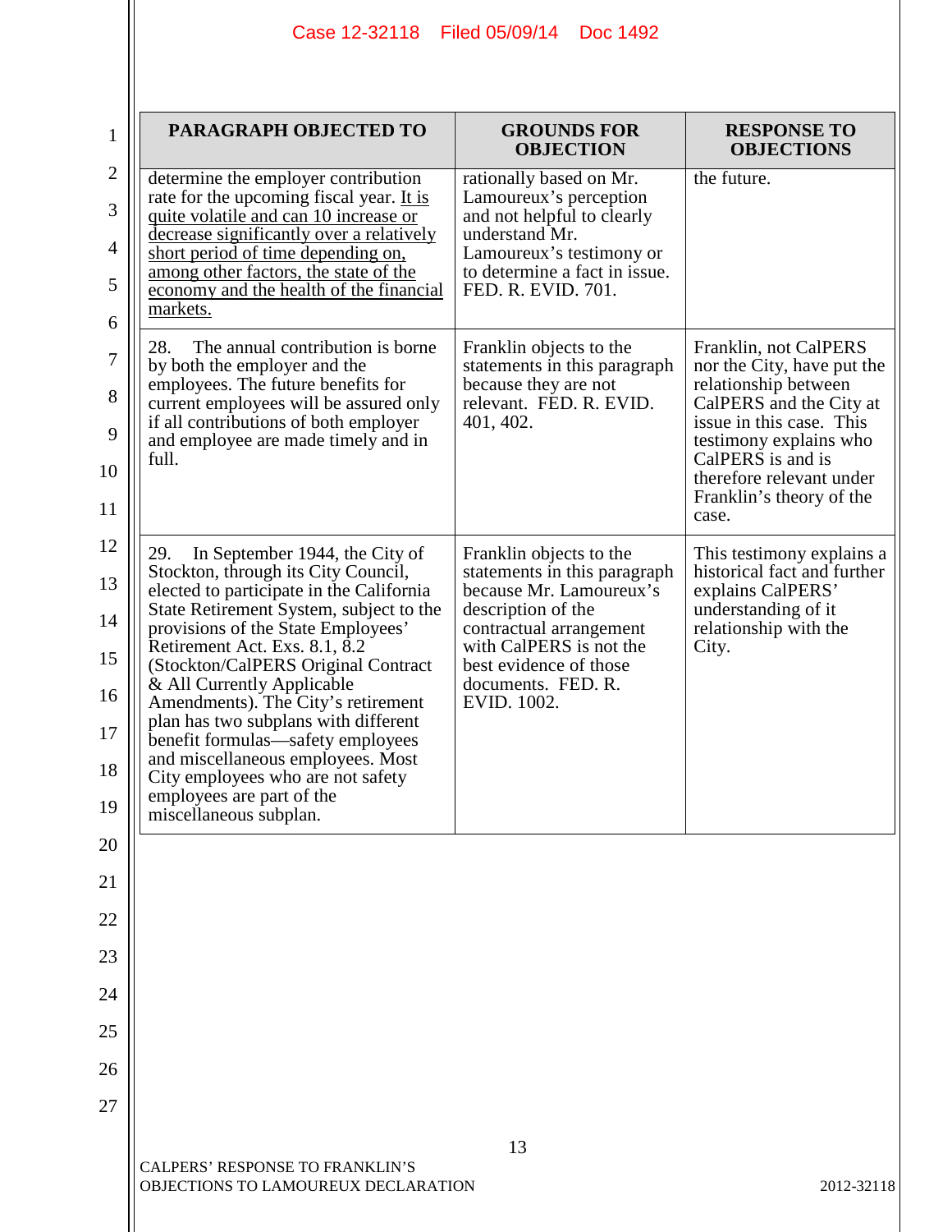| PARAGRAPH OBJECTED TO | GROUNDS FOR OBJECTION | RESPONSE TO OBJECTIONS |
|---|---|---|
| determine the employer contribution rate for the upcoming fiscal year. It is quite volatile and can 10 increase or decrease significantly over a relatively short period of time depending on, among other factors, the state of the economy and the health of the financial markets. | rationally based on Mr. Lamoureux's perception and not helpful to clearly understand Mr. Lamoureux's testimony or to determine a fact in issue. FED. R. EVID. 701. | the future. |
| 28. The annual contribution is borne by both the employer and the employees. The future benefits for current employees will be assured only if all contributions of both employer and employee are made timely and in full. | Franklin objects to the statements in this paragraph because they are not relevant. FED. R. EVID. 401, 402. | Franklin, not CalPERS nor the City, have put the relationship between CalPERS and the City at issue in this case. This testimony explains who CalPERS is and is therefore relevant under Franklin's theory of the case. |
| 29. In September 1944, the City of Stockton, through its City Council, elected to participate in the California State Retirement System, subject to the provisions of the State Employees' Retirement Act. Exs. 8.1, 8.2 (Stockton/CalPERS Original Contract & All Currently Applicable Amendments). The City's retirement plan has two subplans with different benefit formulas—safety employees and miscellaneous employees. Most City employees who are not safety employees are part of the miscellaneous subplan. | Franklin objects to the statements in this paragraph because Mr. Lamoureux's description of the contractual arrangement with CalPERS is not the best evidence of those documents. FED. R. EVID. 1002. | This testimony explains a historical fact and further explains CalPERS' understanding of it relationship with the City. |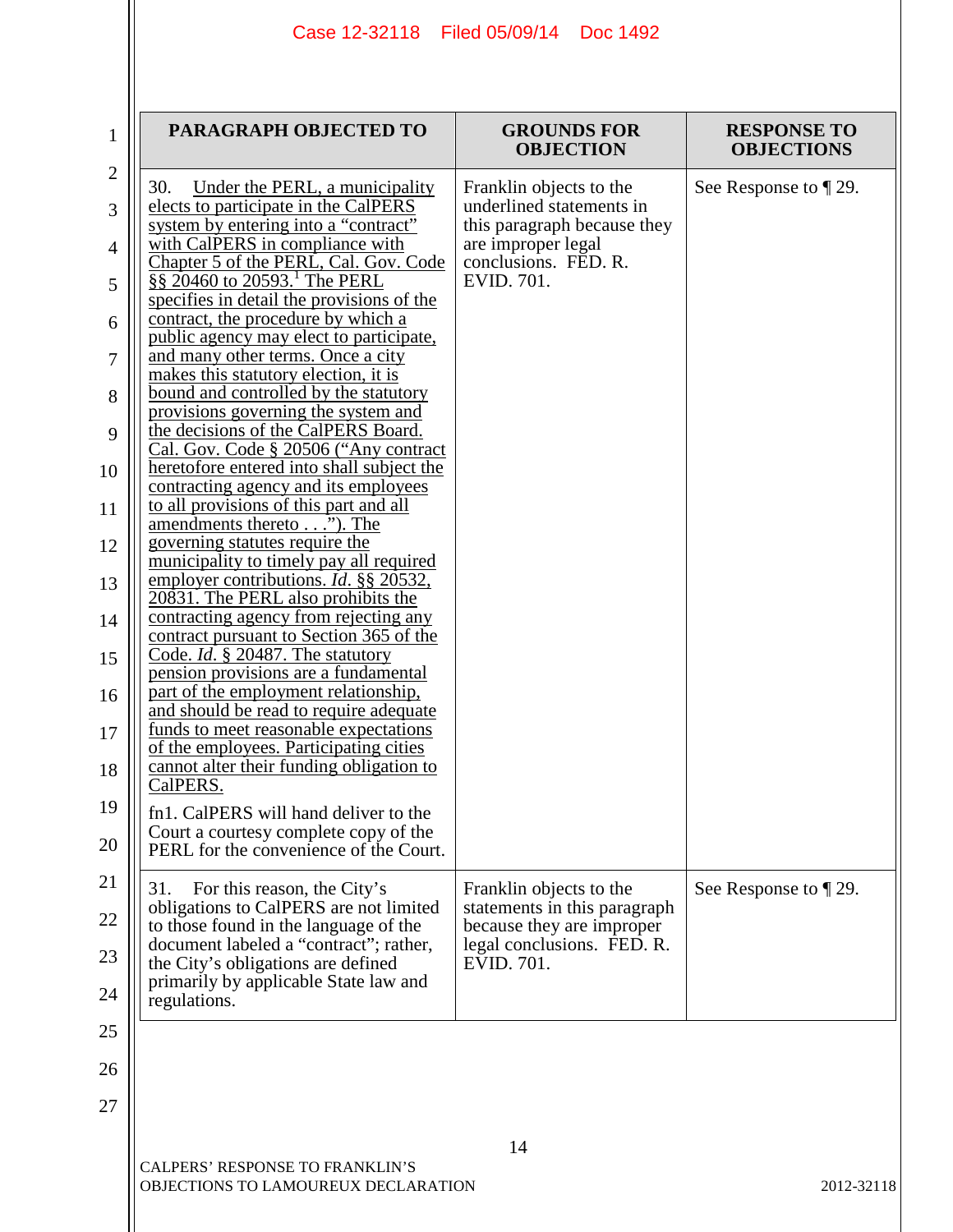| PARAGRAPH OBJECTED TO | GROUNDS FOR OBJECTION | RESPONSE TO OBJECTIONS |
|---|---|---|
| 30. Under the PERL, a municipality elects to participate in the CalPERS system by entering into a "contract" with CalPERS in compliance with Chapter 5 of the PERL, Cal. Gov. Code §§ 20460 to 20593.[1] The PERL specifies in detail the provisions of the contract, the procedure by which a public agency may elect to participate, and many other terms. Once a city makes this statutory election, it is bound and controlled by the statutory provisions governing the system and the decisions of the CalPERS Board. Cal. Gov. Code § 20506 ("Any contract heretofore entered into shall subject the contracting agency and its employees to all provisions of this part and all amendments thereto . . ."). The governing statutes require the municipality to timely pay all required employer contributions. *Id*. §§ 20532, 20831. The PERL also prohibits the contracting agency from rejecting any contract pursuant to Section 365 of the Code. *Id*. § 20487. The statutory pension provisions are a fundamental part of the employment relationship, and should be read to require adequate funds to meet reasonable expectations of the employees. Participating cities cannot alter their funding obligation to CalPERS.<br><br>fn1. CalPERS will hand deliver to the Court a courtesy complete copy of the PERL for the convenience of the Court. | Franklin objects to the underlined statements in this paragraph because they are improper legal conclusions. FED. R. EVID. 701. | See Response to ¶ 29. |
| 31. For this reason, the City's obligations to CalPERS are not limited to those found in the language of the document labeled a "contract"; rather, the City's obligations are defined primarily by applicable State law and regulations. | Franklin objects to the statements in this paragraph because they are improper legal conclusions. FED. R. EVID. 701. | See Response to ¶ 29. |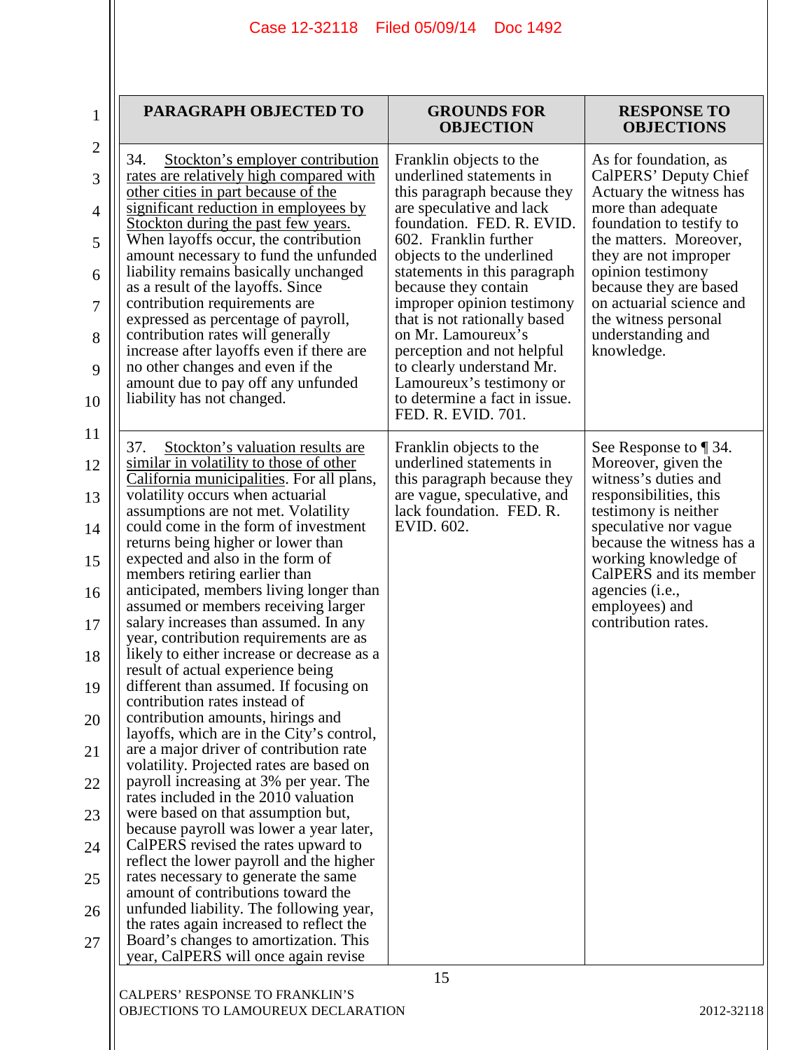| PARAGRAPH OBJECTED TO | GROUNDS FOR OBJECTION | RESPONSE TO OBJECTIONS |
|---|---|---|
| 34. <u>Stockton's employer contribution rates are relatively high compared with other cities in part because of the significant reduction in employees by Stockton during the past few years.</u> When layoffs occur, the contribution amount necessary to fund the unfunded liability remains basically unchanged as a result of the layoffs. Since contribution requirements are expressed as percentage of payroll, contribution rates will generally increase after layoffs even if there are no other changes and even if the amount due to pay off any unfunded liability has not changed. | Franklin objects to the underlined statements in this paragraph because they are speculative and lack foundation. FED. R. EVID. 602. Franklin further objects to the underlined statements in this paragraph because they contain improper opinion testimony that is not rationally based on Mr. Lamoureux's perception and not helpful to clearly understand Mr. Lamoureux's testimony or to determine a fact in issue. FED. R. EVID. 701. | As for foundation, as CalPERS' Deputy Chief Actuary the witness has more than adequate foundation to testify to the matters. Moreover, they are not improper opinion testimony because they are based on actuarial science and the witness personal understanding and knowledge. |
| 37. <u>Stockton's valuation results are similar in volatility to those of other California municipalities</u>. For all plans, volatility occurs when actuarial assumptions are not met. Volatility could come in the form of investment returns being higher or lower than expected and also in the form of members retiring earlier than anticipated, members living longer than assumed or members receiving larger salary increases than assumed. In any year, contribution requirements are as likely to either increase or decrease as a result of actual experience being different than assumed. If focusing on contribution rates instead of contribution amounts, hirings and layoffs, which are in the City's control, are a major driver of contribution rate volatility. Projected rates are based on payroll increasing at 3% per year. The rates included in the 2010 valuation were based on that assumption but, because payroll was lower a year later, CalPERS revised the rates upward to reflect the lower payroll and the higher rates necessary to generate the same amount of contributions toward the unfunded liability. The following year, the rates again increased to reflect the Board's changes to amortization. This year, CalPERS will once again revise | Franklin objects to the underlined statements in this paragraph because they are vague, speculative, and lack foundation. FED. R. EVID. 602. | See Response to ¶ 34. Moreover, given the witness's duties and responsibilities, this testimony is neither speculative nor vague because the witness has a working knowledge of CalPERS and its member agencies (i.e., employees) and contribution rates. |

CALPERS' RESPONSE TO FRANKLIN'S OBJECTIONS TO LAMOUREUX DECLARATION

2012-32118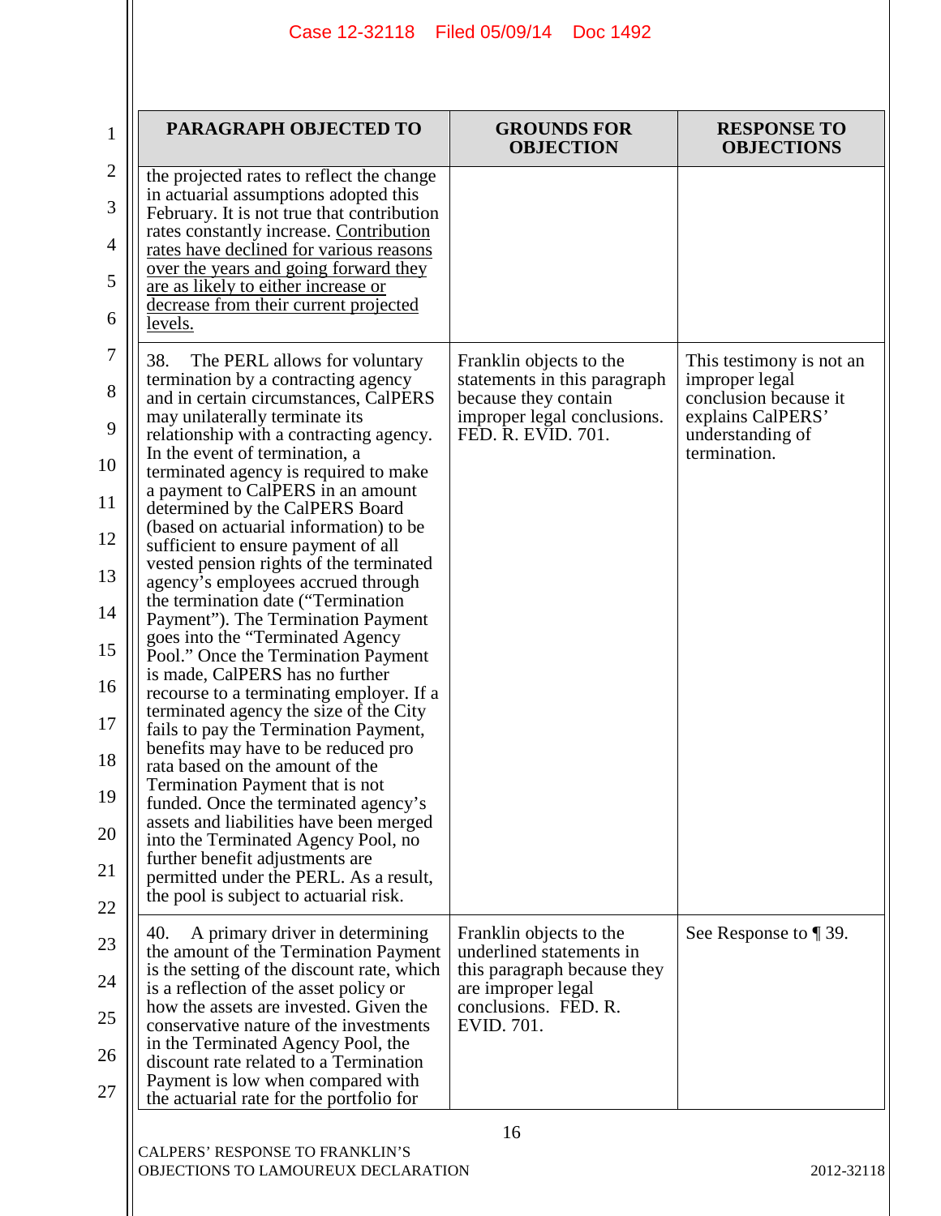| PARAGRAPH OBJECTED TO | GROUNDS FOR OBJECTION | RESPONSE TO OBJECTIONS |
|---|---|---|
| the projected rates to reflect the change in actuarial assumptions adopted this February. It is not true that contribution rates constantly increase. <u>Contribution rates have declined for various reasons over the years and going forward they are as likely to either increase or decrease from their current projected levels.</u> | | |
| 38. The PERL allows for voluntary termination by a contracting agency and in certain circumstances, CalPERS may unilaterally terminate its relationship with a contracting agency. In the event of termination, a terminated agency is required to make a payment to CalPERS in an amount determined by the CalPERS Board (based on actuarial information) to be sufficient to ensure payment of all vested pension rights of the terminated agency's employees accrued through the termination date ("Termination Payment"). The Termination Payment goes into the "Terminated Agency Pool." Once the Termination Payment is made, CalPERS has no further recourse to a terminating employer. If a terminated agency the size of the City fails to pay the Termination Payment, benefits may have to be reduced pro rata based on the amount of the Termination Payment that is not funded. Once the terminated agency's assets and liabilities have been merged into the Terminated Agency Pool, no further benefit adjustments are permitted under the PERL. As a result, the pool is subject to actuarial risk. | Franklin objects to the statements in this paragraph because they contain improper legal conclusions. FED. R. EVID. 701. | This testimony is not an improper legal conclusion because it explains CalPERS' understanding of termination. |
| 40. A primary driver in determining the amount of the Termination Payment is the setting of the discount rate, which is a reflection of the asset policy or how the assets are invested. Given the conservative nature of the investments in the Terminated Agency Pool, the discount rate related to a Termination Payment is low when compared with the actuarial rate for the portfolio for | Franklin objects to the underlined statements in this paragraph because they are improper legal conclusions. FED. R. EVID. 701. | See Response to ¶ 39. |

CALPERS' RESPONSE TO FRANKLIN'S OBJECTIONS TO LAMOUREUX DECLARATION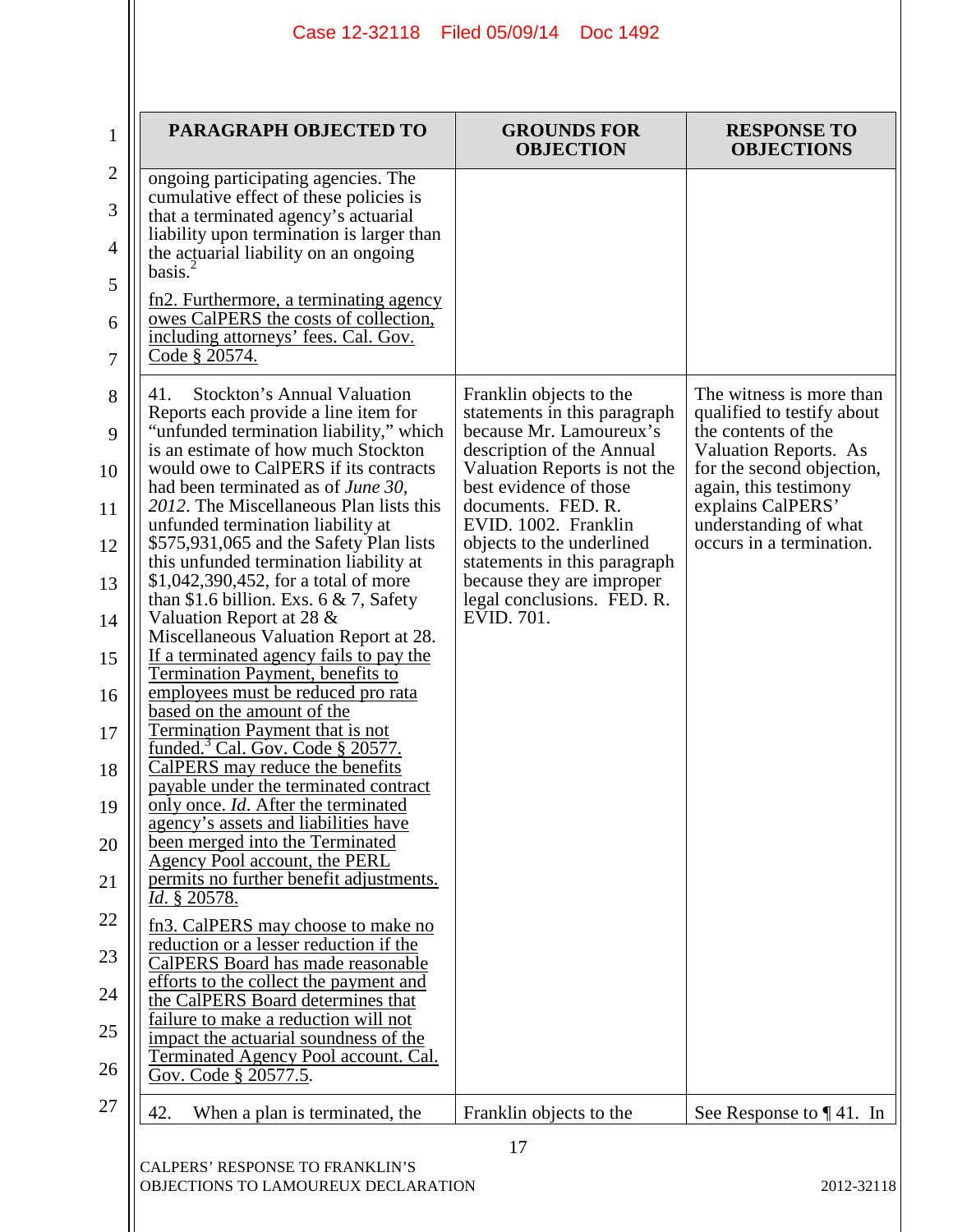| PARAGRAPH OBJECTED TO | GROUNDS FOR OBJECTION | RESPONSE TO OBJECTIONS |
|---|---|---|
| ongoing participating agencies. The cumulative effect of these policies is that a terminated agency's actuarial liability upon termination is larger than the actuarial liability on an ongoing basis.[2] <br><br> fn2. Furthermore, a terminating agency owes CalPERS the costs of collection, including attorneys' fees. Cal. Gov. Code § 20574. | | |
| 41. Stockton's Annual Valuation Reports each provide a line item for "unfunded termination liability," which is an estimate of how much Stockton would owe to CalPERS if its contracts had been terminated as of *June 30, 2012*. The Miscellaneous Plan lists this unfunded termination liability at $575,931,065 and the Safety Plan lists this unfunded termination liability at $1,042,390,452, for a total of more than $1.6 billion. Exs. 6 & 7, Safety Valuation Report at 28 & Miscellaneous Valuation Report at 28. If a terminated agency fails to pay the Termination Payment, benefits to employees must be reduced pro rata based on the amount of the Termination Payment that is not funded.[3] Cal. Gov. Code § 20577. CalPERS may reduce the benefits payable under the terminated contract only once. *Id*. After the terminated agency's assets and liabilities have been merged into the Terminated Agency Pool account, the PERL permits no further benefit adjustments. *Id*. § 20578. <br><br> fn3. CalPERS may choose to make no reduction or a lesser reduction if the CalPERS Board has made reasonable efforts to the collect the payment and the CalPERS Board determines that failure to make a reduction will not impact the actuarial soundness of the Terminated Agency Pool account. Cal. Gov. Code § 20577.5. | Franklin objects to the statements in this paragraph because Mr. Lamoureux's description of the Annual Valuation Reports is not the best evidence of those documents. FED. R. EVID. 1002. Franklin objects to the underlined statements in this paragraph because they are improper legal conclusions. FED. R. EVID. 701. | The witness is more than qualified to testify about the contents of the Valuation Reports. As for the second objection, again, this testimony explains CalPERS' understanding of what occurs in a termination. |
| 42. When a plan is terminated, the | Franklin objects to the | See Response to ¶ 41. In |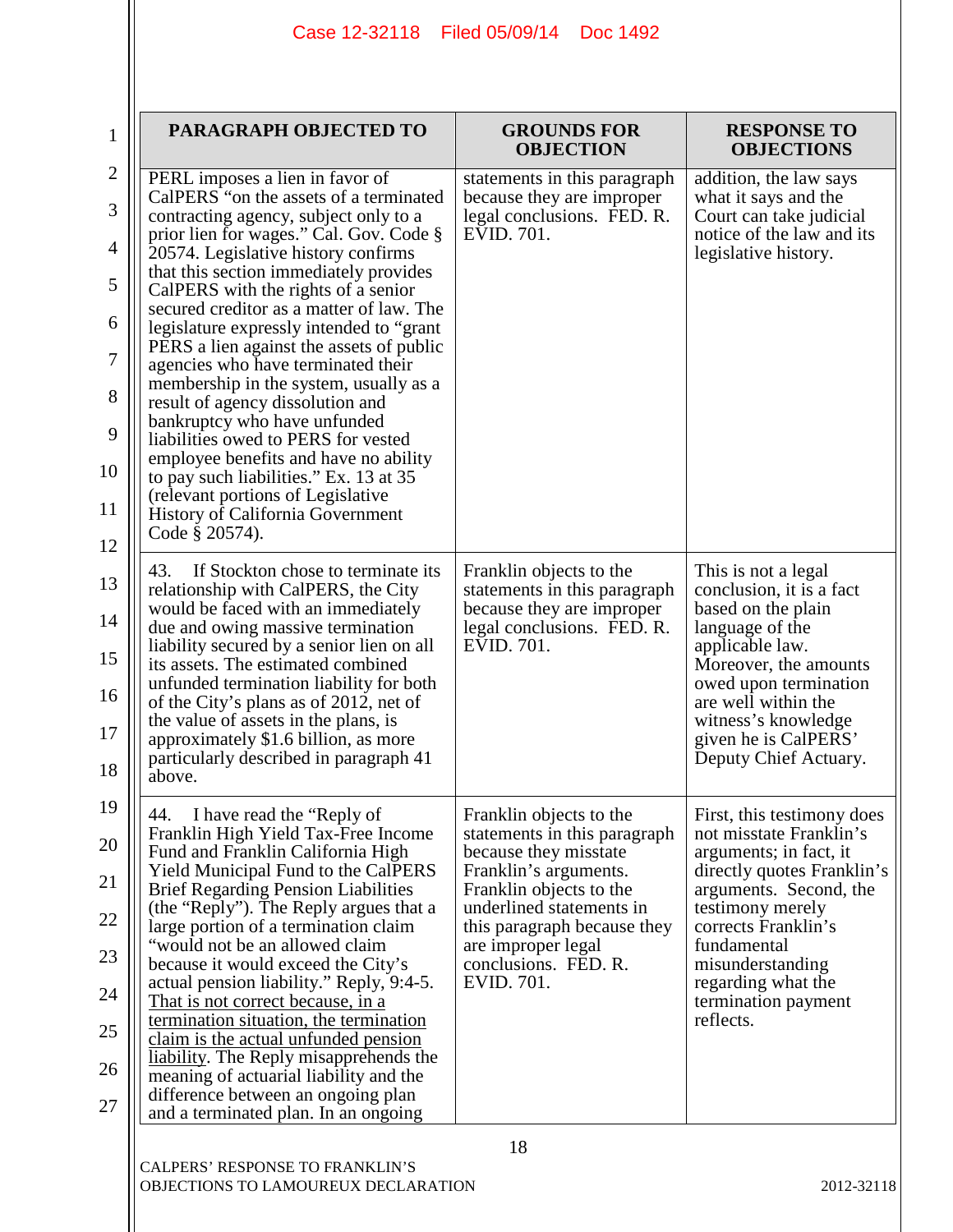| PARAGRAPH OBJECTED TO | GROUNDS FOR OBJECTION | RESPONSE TO OBJECTIONS |
|---|---|---|
| PERL imposes a lien in favor of CalPERS "on the assets of a terminated contracting agency, subject only to a prior lien for wages." Cal. Gov. Code § 20574. Legislative history confirms that this section immediately provides CalPERS with the rights of a senior secured creditor as a matter of law. The legislature expressly intended to "grant PERS a lien against the assets of public agencies who have terminated their membership in the system, usually as a result of agency dissolution and bankruptcy who have unfunded liabilities owed to PERS for vested employee benefits and have no ability to pay such liabilities." Ex. 13 at 35 (relevant portions of Legislative History of California Government Code § 20574). | statements in this paragraph because they are improper legal conclusions. FED. R. EVID. 701. | addition, the law says what it says and the Court can take judicial notice of the law and its legislative history. |
| 43. If Stockton chose to terminate its relationship with CalPERS, the City would be faced with an immediately due and owing massive termination liability secured by a senior lien on all its assets. The estimated combined unfunded termination liability for both of the City's plans as of 2012, net of the value of assets in the plans, is approximately $1.6 billion, as more particularly described in paragraph 41 above. | Franklin objects to the statements in this paragraph because they are improper legal conclusions. FED. R. EVID. 701. | This is not a legal conclusion, it is a fact based on the plain language of the applicable law. Moreover, the amounts owed upon termination are well within the witness's knowledge given he is CalPERS' Deputy Chief Actuary. |
| 44. I have read the "Reply of Franklin High Yield Tax-Free Income Fund and Franklin California High Yield Municipal Fund to the CalPERS Brief Regarding Pension Liabilities (the "Reply"). The Reply argues that a large portion of a termination claim "would not be an allowed claim because it would exceed the City's actual pension liability." Reply, 9:4-5. <u>That is not correct because, in a termination situation, the termination claim is the actual unfunded pension liability</u>. The Reply misapprehends the meaning of actuarial liability and the difference between an ongoing plan and a terminated plan. In an ongoing | Franklin objects to the statements in this paragraph because they misstate Franklin's arguments. Franklin objects to the underlined statements in this paragraph because they are improper legal conclusions. FED. R. EVID. 701. | First, this testimony does not misstate Franklin's arguments; in fact, it directly quotes Franklin's arguments. Second, the testimony merely corrects Franklin's fundamental misunderstanding regarding what the termination payment reflects. |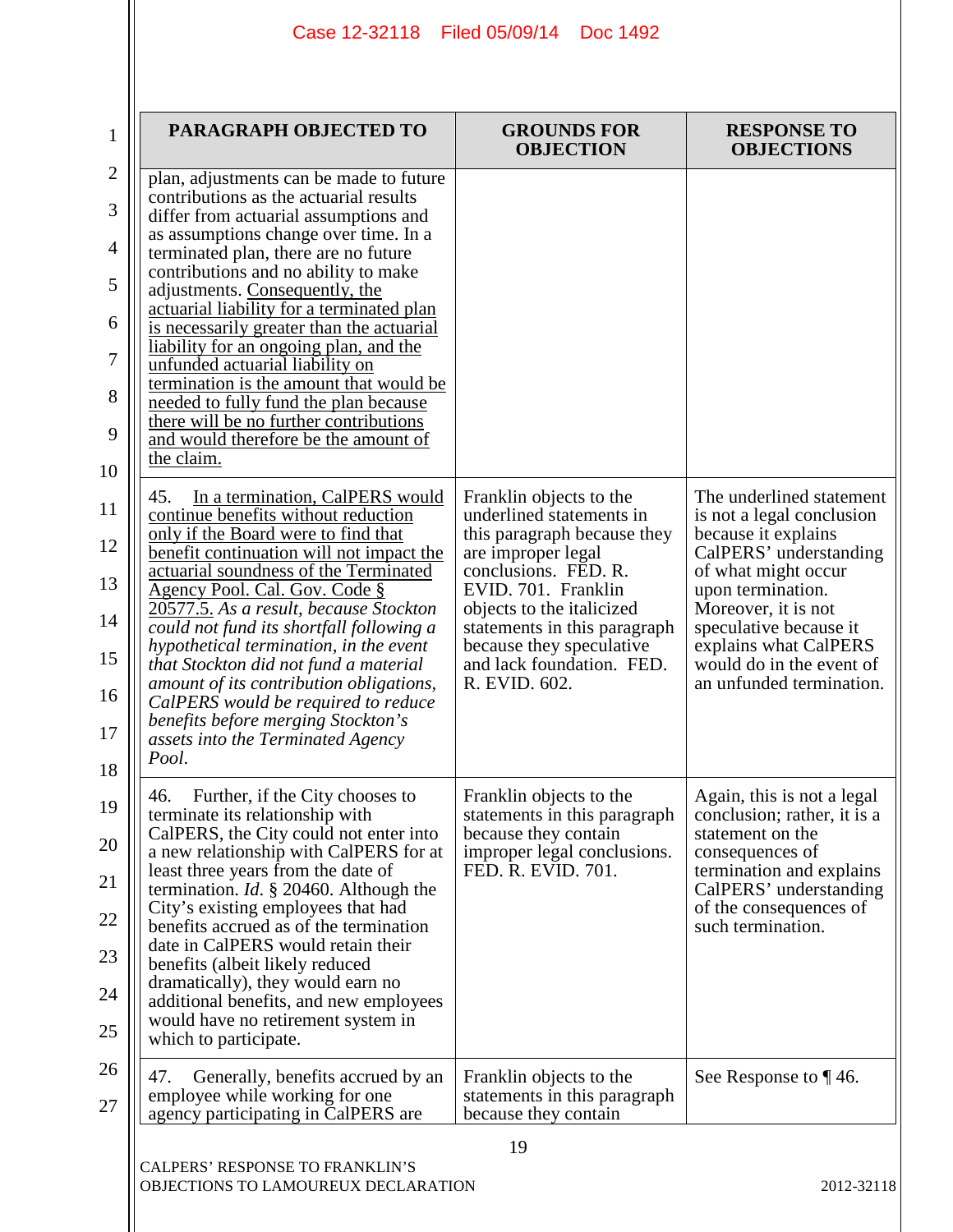| PARAGRAPH OBJECTED TO | GROUNDS FOR OBJECTION | RESPONSE TO OBJECTIONS |
|---|---|---|
| plan, adjustments can be made to future contributions as the actuarial results differ from actuarial assumptions and as assumptions change over time. In a terminated plan, there are no future contributions and no ability to make adjustments. <u>Consequently, the actuarial liability for a terminated plan is necessarily greater than the actuarial liability for an ongoing plan, and the unfunded actuarial liability on termination is the amount that would be needed to fully fund the plan because there will be no further contributions and would therefore be the amount of the claim.</u> | | |
| 45. <u>In a termination, CalPERS would continue benefits without reduction only if the Board were to find that benefit continuation will not impact the actuarial soundness of the Terminated Agency Pool. Cal. Gov. Code § 20577.5.</u> *As a result, because Stockton could not fund its shortfall following a hypothetical termination, in the event that Stockton did not fund a material amount of its contribution obligations, CalPERS would be required to reduce benefits before merging Stockton's assets into the Terminated Agency Pool.* | Franklin objects to the underlined statements in this paragraph because they are improper legal conclusions. FED. R. EVID. 701. Franklin objects to the italicized statements in this paragraph because they speculative and lack foundation. FED. R. EVID. 602. | The underlined statement is not a legal conclusion because it explains CalPERS' understanding of what might occur upon termination. Moreover, it is not speculative because it explains what CalPERS would do in the event of an unfunded termination. |
| 46. Further, if the City chooses to terminate its relationship with CalPERS, the City could not enter into a new relationship with CalPERS for at least three years from the date of termination. *Id.* § 20460. Although the City's existing employees that had benefits accrued as of the termination date in CalPERS would retain their benefits (albeit likely reduced dramatically), they would earn no additional benefits, and new employees would have no retirement system in which to participate. | Franklin objects to the statements in this paragraph because they contain improper legal conclusions. FED. R. EVID. 701. | Again, this is not a legal conclusion; rather, it is a statement on the consequences of termination and explains CalPERS' understanding of the consequences of such termination. |
| 47. Generally, benefits accrued by an employee while working for one agency participating in CalPERS are | Franklin objects to the statements in this paragraph because they contain | See Response to ¶ 46. |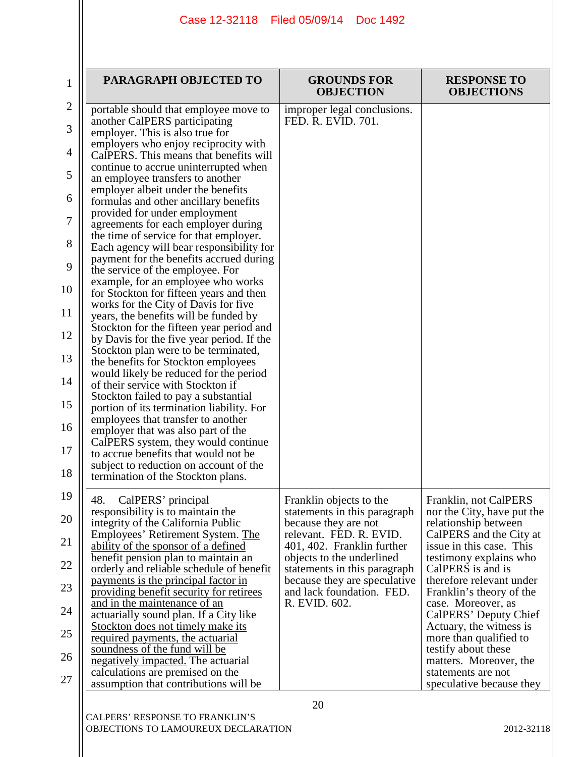| PARAGRAPH OBJECTED TO | GROUNDS FOR OBJECTION | RESPONSE TO OBJECTIONS |
|---|---|---|
| portable should that employee move to another CalPERS participating employer. This is also true for employers who enjoy reciprocity with CalPERS. This means that benefits will continue to accrue uninterrupted when an employee transfers to another employer albeit under the benefits formulas and other ancillary benefits provided for under employment agreements for each employer during the time of service for that employer. Each agency will bear responsibility for payment for the benefits accrued during the service of the employee. For example, for an employee who works for Stockton for fifteen years and then works for the City of Davis for five years, the benefits will be funded by Stockton for the fifteen year period and by Davis for the five year period. If the Stockton plan were to be terminated, the benefits for Stockton employees would likely be reduced for the period of their service with Stockton if Stockton failed to pay a substantial portion of its termination liability. For employees that transfer to another employer that was also part of the CalPERS system, they would continue to accrue benefits that would not be subject to reduction on account of the termination of the Stockton plans. | improper legal conclusions. FED. R. EVID. 701. | |
| 48. CalPERS' principal responsibility is to maintain the integrity of the California Public Employees' Retirement System. <u>The ability of the sponsor of a defined benefit pension plan to maintain an orderly and reliable schedule of benefit payments is the principal factor in providing benefit security for retirees and in the maintenance of an actuarially sound plan. If a City like Stockton does not timely make its required payments, the actuarial soundness of the fund will be negatively impacted.</u> The actuarial calculations are premised on the assumption that contributions will be | Franklin objects to the statements in this paragraph because they are not relevant. FED. R. EVID. 401, 402. Franklin further objects to the underlined statements in this paragraph because they are speculative and lack foundation. FED. R. EVID. 602. | Franklin, not CalPERS nor the City, have put the relationship between CalPERS and the City at issue in this case. This testimony explains who CalPERS is and is therefore relevant under Franklin's theory of the case. Moreover, as CalPERS' Deputy Chief Actuary, the witness is more than qualified to testify about these matters. Moreover, the statements are not speculative because they |

CALPERS' RESPONSE TO FRANKLIN'S OBJECTIONS TO LAMOUREUX DECLARATION 2012-32118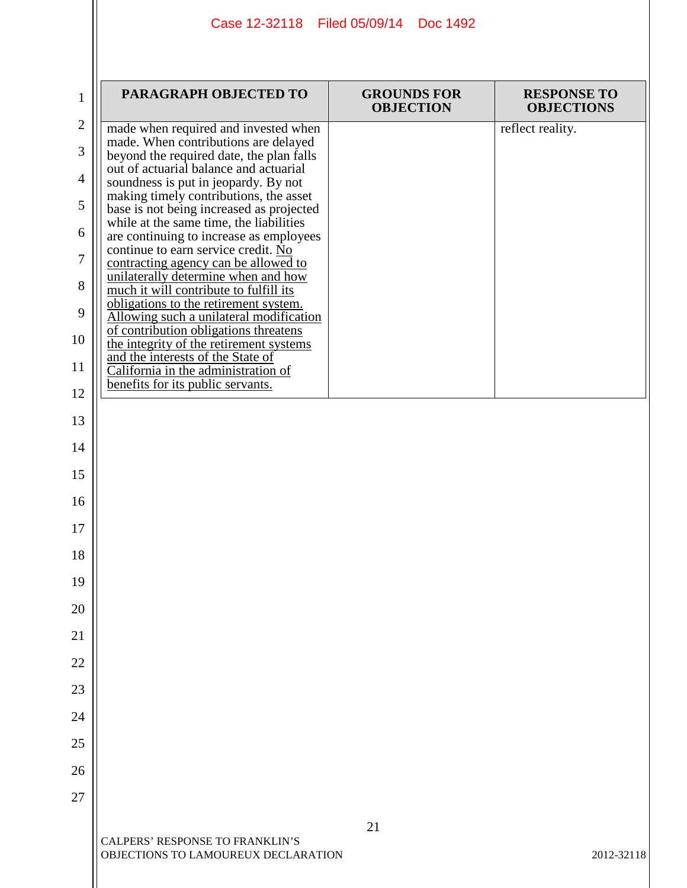| PARAGRAPH OBJECTED TO | GROUNDS FOR OBJECTION | RESPONSE TO OBJECTIONS |
|---|---|---|
| made when required and invested when made. When contributions are delayed beyond the required date, the plan falls out of actuarial balance and actuarial soundness is put in jeopardy. By not making timely contributions, the asset base is not being increased as projected while at the same time, the liabilities are continuing to increase as employees continue to earn service credit. <u>No contracting agency can be allowed to unilaterally determine when and how much it will contribute to fulfill its obligations to the retirement system. Allowing such a unilateral modification of contribution obligations threatens the integrity of the retirement systems and the interests of the State of California in the administration of benefits for its public servants.</u> | | reflect reality. |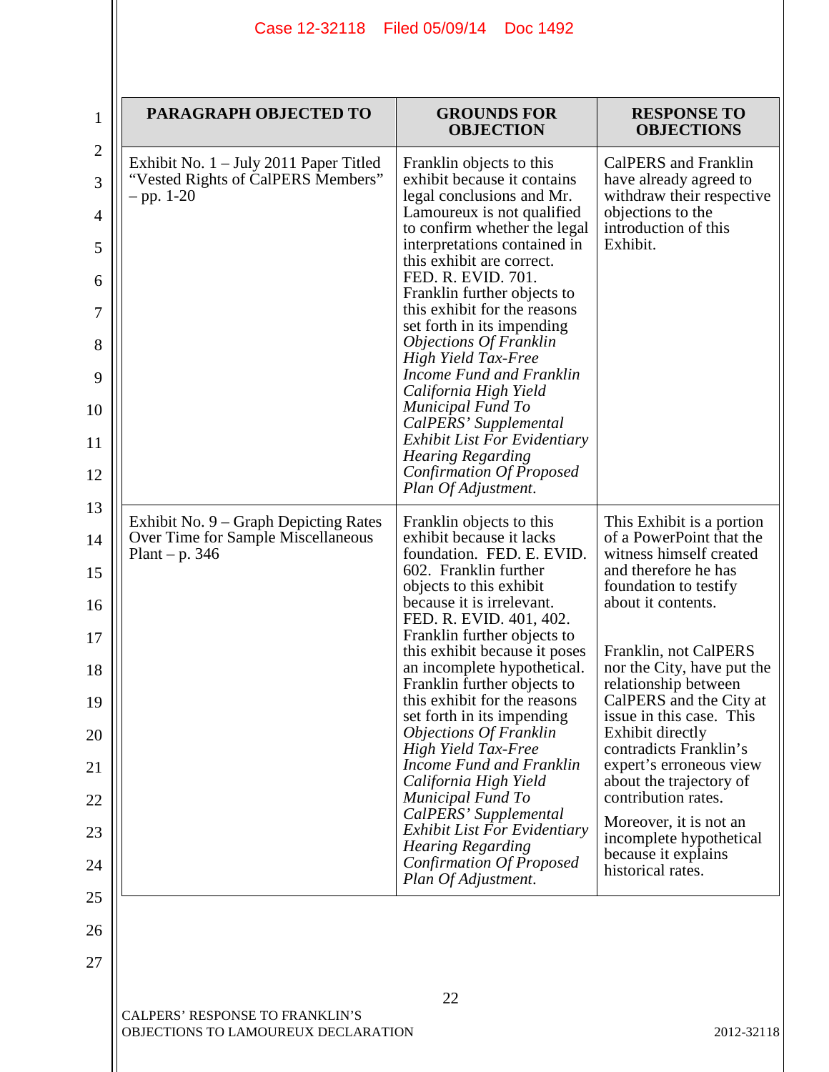| PARAGRAPH OBJECTED TO | GROUNDS FOR OBJECTION | RESPONSE TO OBJECTIONS |
|---|---|---|
| Exhibit No. 1 – July 2011 Paper Titled "Vested Rights of CalPERS Members" – pp. 1-20 | Franklin objects to this exhibit because it contains legal conclusions and Mr. Lamoureux is not qualified to confirm whether the legal interpretations contained in this exhibit are correct. FED. R. EVID. 701. Franklin further objects to this exhibit for the reasons set forth in its impending *Objections Of Franklin High Yield Tax-Free Income Fund and Franklin California High Yield Municipal Fund To CalPERS' Supplemental Exhibit List For Evidentiary Hearing Regarding Confirmation Of Proposed Plan Of Adjustment*. | CalPERS and Franklin have already agreed to withdraw their respective objections to the introduction of this Exhibit. |
| Exhibit No. 9 – Graph Depicting Rates Over Time for Sample Miscellaneous Plant – p. 346 | Franklin objects to this exhibit because it lacks foundation. FED. E. EVID. 602. Franklin further objects to this exhibit because it is irrelevant. FED. R. EVID. 401, 402. Franklin further objects to this exhibit because it poses an incomplete hypothetical. Franklin further objects to this exhibit for the reasons set forth in its impending *Objections Of Franklin High Yield Tax-Free Income Fund and Franklin California High Yield Municipal Fund To CalPERS' Supplemental Exhibit List For Evidentiary Hearing Regarding Confirmation Of Proposed Plan Of Adjustment*. | This Exhibit is a portion of a PowerPoint that the witness himself created and therefore he has foundation to testify about it contents.<br><br>Franklin, not CalPERS nor the City, have put the relationship between CalPERS and the City at issue in this case. This Exhibit directly contradicts Franklin's expert's erroneous view about the trajectory of contribution rates.<br><br>Moreover, it is not an incomplete hypothetical because it explains historical rates. |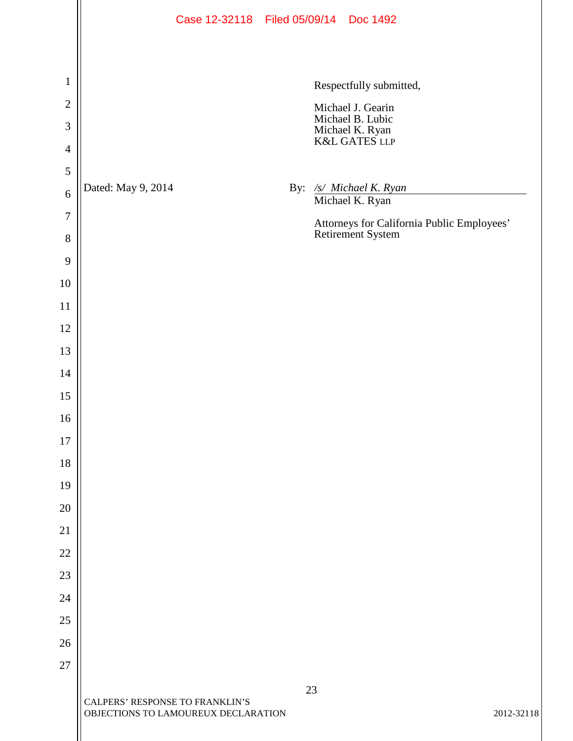Respectfully submitted,

Michael J. Gearin
Michael B. Lubic
Michael K. Ryan
K&L GATES LLP

Dated: May 9, 2014

By: */s/ Michael K. Ryan*
Michael K. Ryan

Attorneys for California Public Employees' Retirement System